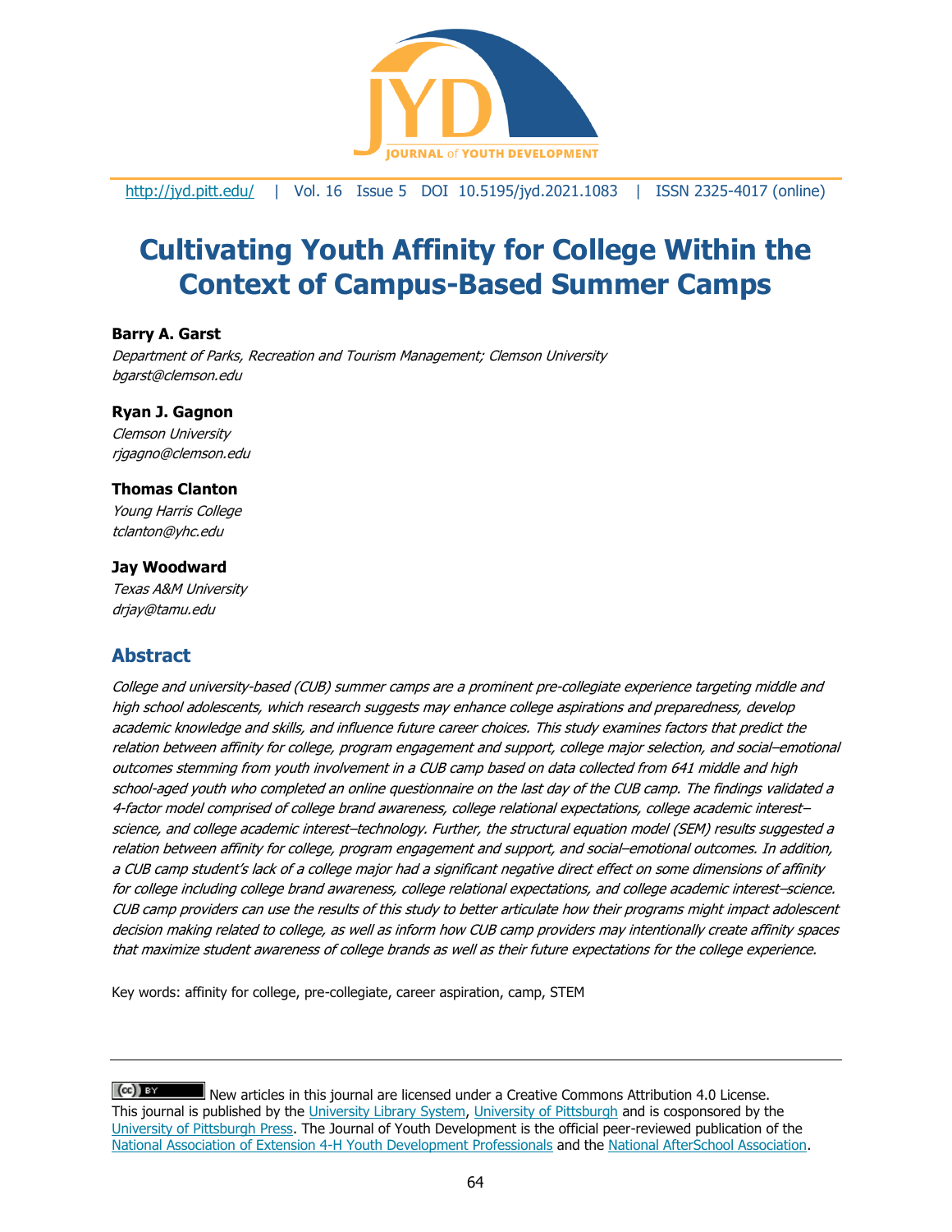http://jyd.pitt.edu/ | Vol. 16 Issue 5 DOI 10.5195/jyd.2021.1083 | ISSN 2325-4017 (online)

# Cultivating Youth Affinity for College Within the Context of Campus-Based Summer Camps

**Barry A. Garst**
*Department of Parks, Recreation and Tourism Management; Clemson University*
*bgarst@clemson.edu*

**Ryan J. Gagnon**
*Clemson University*
*rjgagno@clemson.edu*

**Thomas Clanton**
*Young Harris College*
*tclanton@yhc.edu*

**Jay Woodward**
*Texas A&M University*
*drjay@tamu.edu*

## Abstract

*College and university-based (CUB) summer camps are a prominent pre-collegiate experience targeting middle and high school adolescents, which research suggests may enhance college aspirations and preparedness, develop academic knowledge and skills, and influence future career choices. This study examines factors that predict the relation between affinity for college, program engagement and support, college major selection, and social–emotional outcomes stemming from youth involvement in a CUB camp based on data collected from 641 middle and high school-aged youth who completed an online questionnaire on the last day of the CUB camp. The findings validated a 4-factor model comprised of college brand awareness, college relational expectations, college academic interest–science, and college academic interest–technology. Further, the structural equation model (SEM) results suggested a relation between affinity for college, program engagement and support, and social–emotional outcomes. In addition, a CUB camp student's lack of a college major had a significant negative direct effect on some dimensions of affinity for college including college brand awareness, college relational expectations, and college academic interest–science. CUB camp providers can use the results of this study to better articulate how their programs might impact adolescent decision making related to college, as well as inform how CUB camp providers may intentionally create affinity spaces that maximize student awareness of college brands as well as their future expectations for the college experience.*

Key words: affinity for college, pre-collegiate, career aspiration, camp, STEM

---

New articles in this journal are licensed under a Creative Commons Attribution 4.0 License.
This journal is published by the University Library System, University of Pittsburgh and is cosponsored by the University of Pittsburgh Press. The Journal of Youth Development is the official peer-reviewed publication of the National Association of Extension 4-H Youth Development Professionals and the National AfterSchool Association.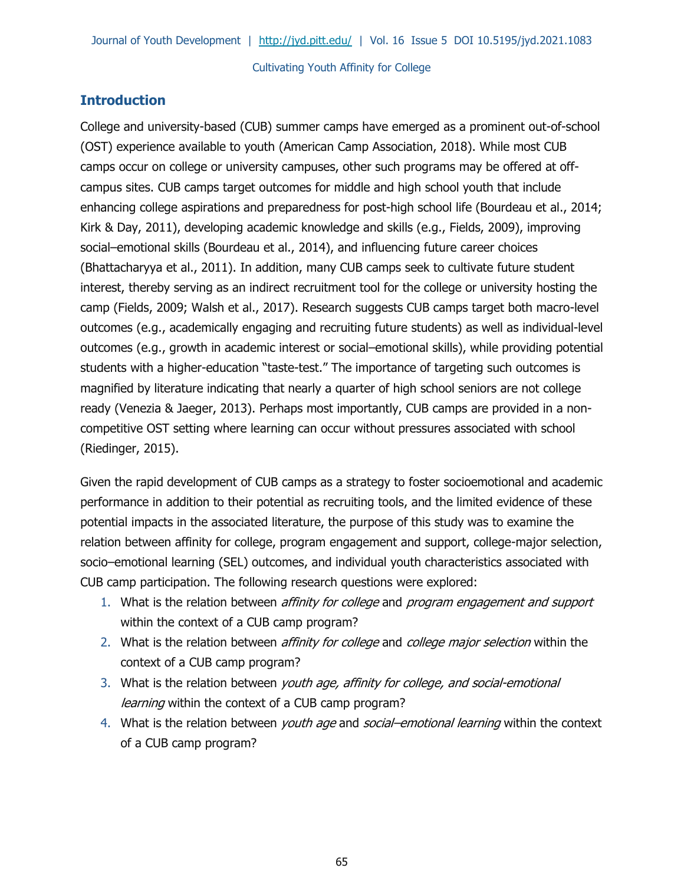## Introduction

College and university-based (CUB) summer camps have emerged as a prominent out-of-school (OST) experience available to youth (American Camp Association, 2018). While most CUB camps occur on college or university campuses, other such programs may be offered at off-campus sites. CUB camps target outcomes for middle and high school youth that include enhancing college aspirations and preparedness for post-high school life (Bourdeau et al., 2014; Kirk & Day, 2011), developing academic knowledge and skills (e.g., Fields, 2009), improving social–emotional skills (Bourdeau et al., 2014), and influencing future career choices (Bhattacharyya et al., 2011). In addition, many CUB camps seek to cultivate future student interest, thereby serving as an indirect recruitment tool for the college or university hosting the camp (Fields, 2009; Walsh et al., 2017). Research suggests CUB camps target both macro-level outcomes (e.g., academically engaging and recruiting future students) as well as individual-level outcomes (e.g., growth in academic interest or social–emotional skills), while providing potential students with a higher-education "taste-test." The importance of targeting such outcomes is magnified by literature indicating that nearly a quarter of high school seniors are not college ready (Venezia & Jaeger, 2013). Perhaps most importantly, CUB camps are provided in a non-competitive OST setting where learning can occur without pressures associated with school (Riedinger, 2015).

Given the rapid development of CUB camps as a strategy to foster socioemotional and academic performance in addition to their potential as recruiting tools, and the limited evidence of these potential impacts in the associated literature, the purpose of this study was to examine the relation between affinity for college, program engagement and support, college-major selection, socio–emotional learning (SEL) outcomes, and individual youth characteristics associated with CUB camp participation. The following research questions were explored:

1. What is the relation between *affinity for college* and *program engagement and support* within the context of a CUB camp program?
2. What is the relation between *affinity for college* and *college major selection* within the context of a CUB camp program?
3. What is the relation between *youth age, affinity for college, and social-emotional learning* within the context of a CUB camp program?
4. What is the relation between *youth age* and *social–emotional learning* within the context of a CUB camp program?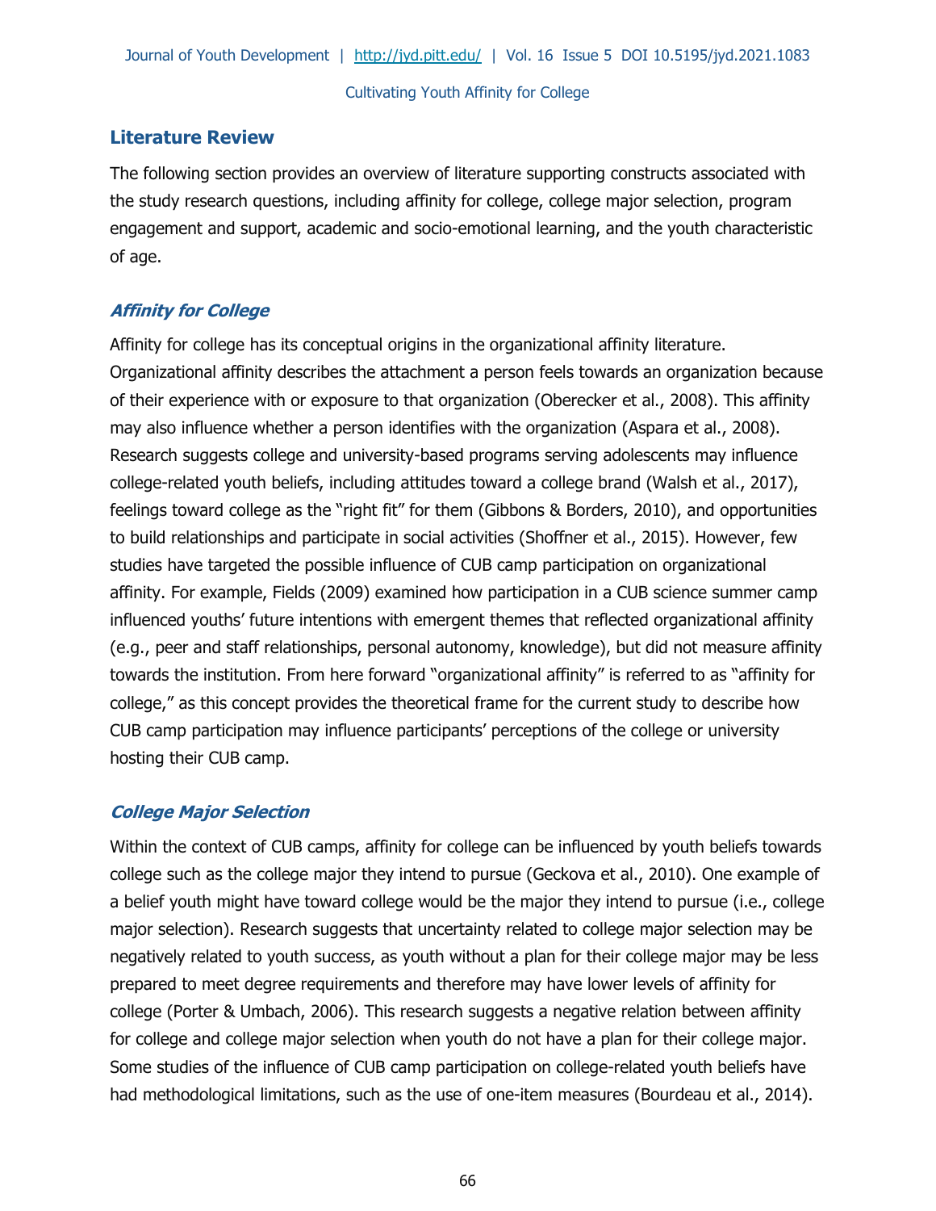## Literature Review

The following section provides an overview of literature supporting constructs associated with the study research questions, including affinity for college, college major selection, program engagement and support, academic and socio-emotional learning, and the youth characteristic of age.

### *Affinity for College*

Affinity for college has its conceptual origins in the organizational affinity literature. Organizational affinity describes the attachment a person feels towards an organization because of their experience with or exposure to that organization (Oberecker et al., 2008). This affinity may also influence whether a person identifies with the organization (Aspara et al., 2008). Research suggests college and university-based programs serving adolescents may influence college-related youth beliefs, including attitudes toward a college brand (Walsh et al., 2017), feelings toward college as the "right fit" for them (Gibbons & Borders, 2010), and opportunities to build relationships and participate in social activities (Shoffner et al., 2015). However, few studies have targeted the possible influence of CUB camp participation on organizational affinity. For example, Fields (2009) examined how participation in a CUB science summer camp influenced youths' future intentions with emergent themes that reflected organizational affinity (e.g., peer and staff relationships, personal autonomy, knowledge), but did not measure affinity towards the institution. From here forward "organizational affinity" is referred to as "affinity for college," as this concept provides the theoretical frame for the current study to describe how CUB camp participation may influence participants' perceptions of the college or university hosting their CUB camp.

### *College Major Selection*

Within the context of CUB camps, affinity for college can be influenced by youth beliefs towards college such as the college major they intend to pursue (Geckova et al., 2010). One example of a belief youth might have toward college would be the major they intend to pursue (i.e., college major selection). Research suggests that uncertainty related to college major selection may be negatively related to youth success, as youth without a plan for their college major may be less prepared to meet degree requirements and therefore may have lower levels of affinity for college (Porter & Umbach, 2006). This research suggests a negative relation between affinity for college and college major selection when youth do not have a plan for their college major. Some studies of the influence of CUB camp participation on college-related youth beliefs have had methodological limitations, such as the use of one-item measures (Bourdeau et al., 2014).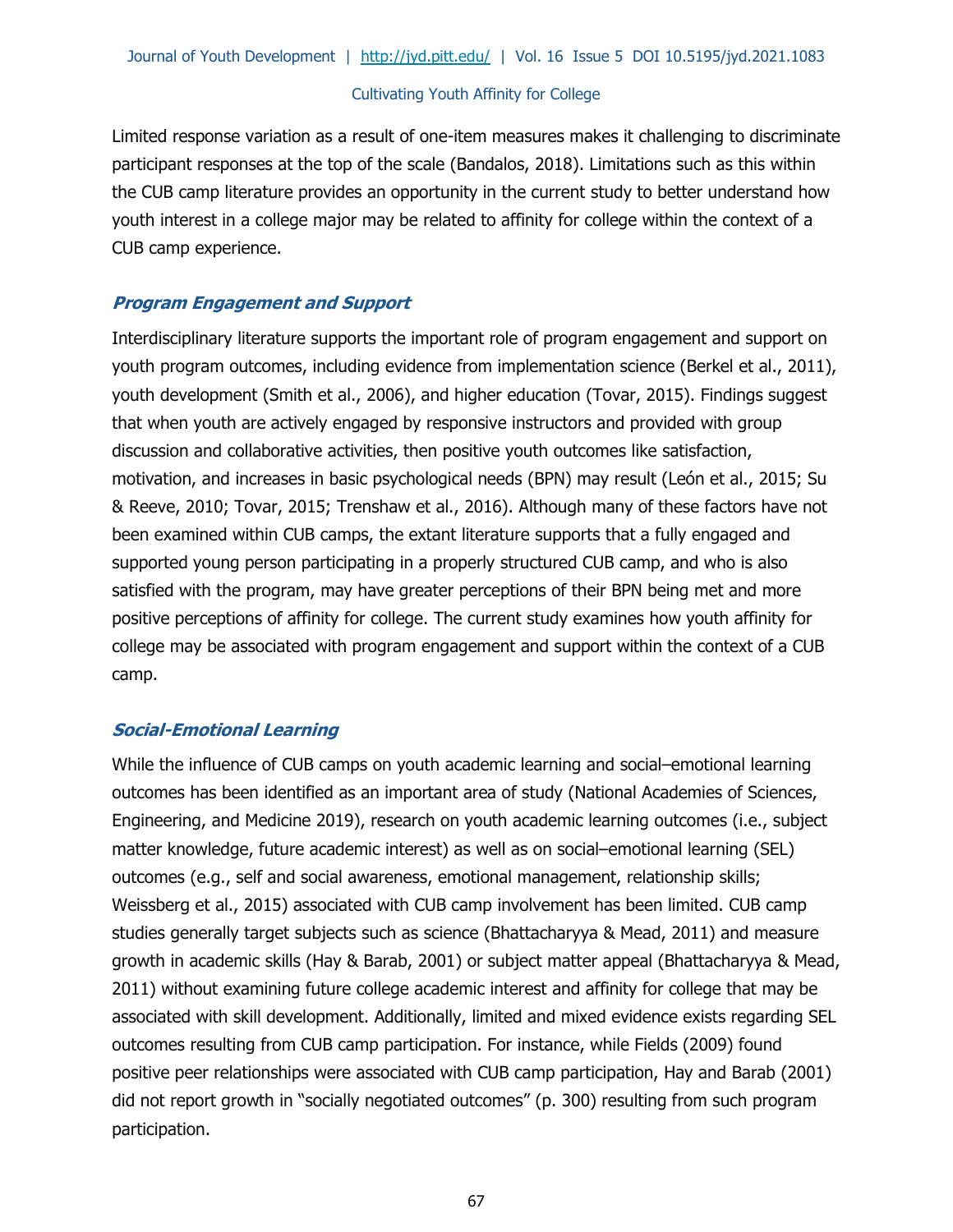Limited response variation as a result of one-item measures makes it challenging to discriminate participant responses at the top of the scale (Bandalos, 2018). Limitations such as this within the CUB camp literature provides an opportunity in the current study to better understand how youth interest in a college major may be related to affinity for college within the context of a CUB camp experience.

### *Program Engagement and Support*

Interdisciplinary literature supports the important role of program engagement and support on youth program outcomes, including evidence from implementation science (Berkel et al., 2011), youth development (Smith et al., 2006), and higher education (Tovar, 2015). Findings suggest that when youth are actively engaged by responsive instructors and provided with group discussion and collaborative activities, then positive youth outcomes like satisfaction, motivation, and increases in basic psychological needs (BPN) may result (León et al., 2015; Su & Reeve, 2010; Tovar, 2015; Trenshaw et al., 2016). Although many of these factors have not been examined within CUB camps, the extant literature supports that a fully engaged and supported young person participating in a properly structured CUB camp, and who is also satisfied with the program, may have greater perceptions of their BPN being met and more positive perceptions of affinity for college. The current study examines how youth affinity for college may be associated with program engagement and support within the context of a CUB camp.

### *Social-Emotional Learning*

While the influence of CUB camps on youth academic learning and social–emotional learning outcomes has been identified as an important area of study (National Academies of Sciences, Engineering, and Medicine 2019), research on youth academic learning outcomes (i.e., subject matter knowledge, future academic interest) as well as on social–emotional learning (SEL) outcomes (e.g., self and social awareness, emotional management, relationship skills; Weissberg et al., 2015) associated with CUB camp involvement has been limited. CUB camp studies generally target subjects such as science (Bhattacharyya & Mead, 2011) and measure growth in academic skills (Hay & Barab, 2001) or subject matter appeal (Bhattacharyya & Mead, 2011) without examining future college academic interest and affinity for college that may be associated with skill development. Additionally, limited and mixed evidence exists regarding SEL outcomes resulting from CUB camp participation. For instance, while Fields (2009) found positive peer relationships were associated with CUB camp participation, Hay and Barab (2001) did not report growth in "socially negotiated outcomes" (p. 300) resulting from such program participation.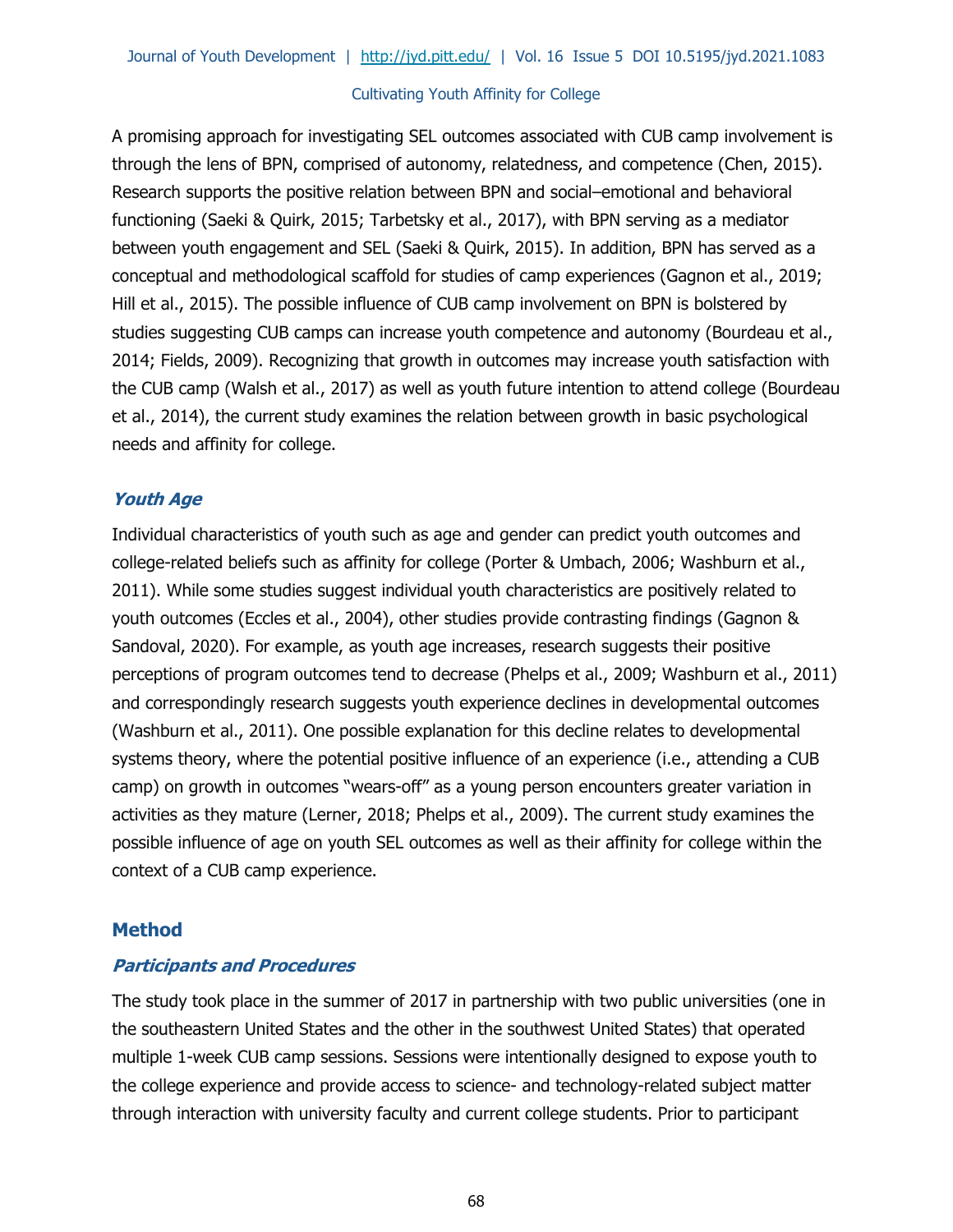A promising approach for investigating SEL outcomes associated with CUB camp involvement is through the lens of BPN, comprised of autonomy, relatedness, and competence (Chen, 2015). Research supports the positive relation between BPN and social–emotional and behavioral functioning (Saeki & Quirk, 2015; Tarbetsky et al., 2017), with BPN serving as a mediator between youth engagement and SEL (Saeki & Quirk, 2015). In addition, BPN has served as a conceptual and methodological scaffold for studies of camp experiences (Gagnon et al., 2019; Hill et al., 2015). The possible influence of CUB camp involvement on BPN is bolstered by studies suggesting CUB camps can increase youth competence and autonomy (Bourdeau et al., 2014; Fields, 2009). Recognizing that growth in outcomes may increase youth satisfaction with the CUB camp (Walsh et al., 2017) as well as youth future intention to attend college (Bourdeau et al., 2014), the current study examines the relation between growth in basic psychological needs and affinity for college.

### *Youth Age*

Individual characteristics of youth such as age and gender can predict youth outcomes and college-related beliefs such as affinity for college (Porter & Umbach, 2006; Washburn et al., 2011). While some studies suggest individual youth characteristics are positively related to youth outcomes (Eccles et al., 2004), other studies provide contrasting findings (Gagnon & Sandoval, 2020). For example, as youth age increases, research suggests their positive perceptions of program outcomes tend to decrease (Phelps et al., 2009; Washburn et al., 2011) and correspondingly research suggests youth experience declines in developmental outcomes (Washburn et al., 2011). One possible explanation for this decline relates to developmental systems theory, where the potential positive influence of an experience (i.e., attending a CUB camp) on growth in outcomes "wears-off" as a young person encounters greater variation in activities as they mature (Lerner, 2018; Phelps et al., 2009). The current study examines the possible influence of age on youth SEL outcomes as well as their affinity for college within the context of a CUB camp experience.

## Method

### *Participants and Procedures*

The study took place in the summer of 2017 in partnership with two public universities (one in the southeastern United States and the other in the southwest United States) that operated multiple 1-week CUB camp sessions. Sessions were intentionally designed to expose youth to the college experience and provide access to science- and technology-related subject matter through interaction with university faculty and current college students. Prior to participant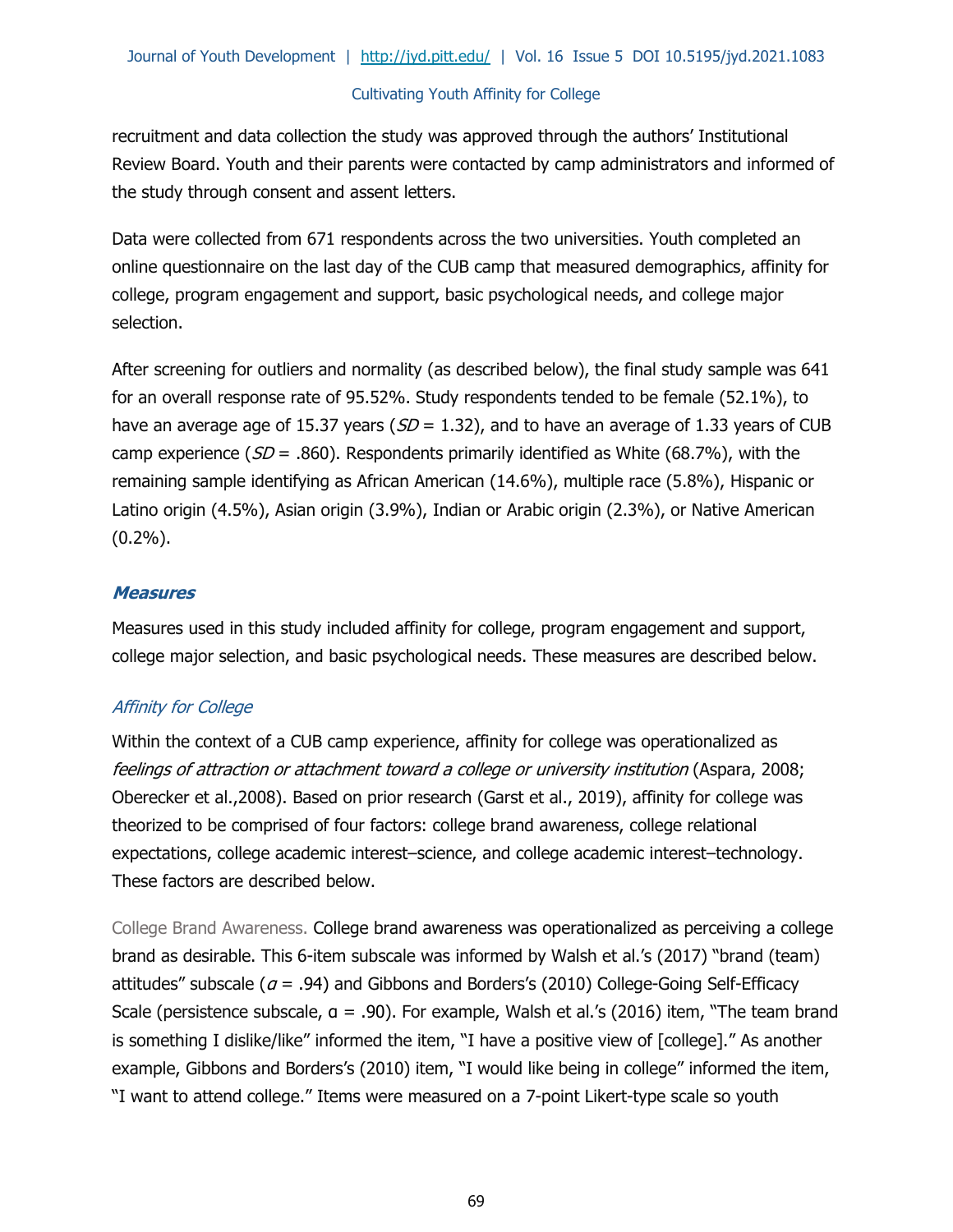recruitment and data collection the study was approved through the authors' Institutional Review Board. Youth and their parents were contacted by camp administrators and informed of the study through consent and assent letters.

Data were collected from 671 respondents across the two universities. Youth completed an online questionnaire on the last day of the CUB camp that measured demographics, affinity for college, program engagement and support, basic psychological needs, and college major selection.

After screening for outliers and normality (as described below), the final study sample was 641 for an overall response rate of 95.52%. Study respondents tended to be female (52.1%), to have an average age of 15.37 years ($SD$ = 1.32), and to have an average of 1.33 years of CUB camp experience ($SD$ = .860). Respondents primarily identified as White (68.7%), with the remaining sample identifying as African American (14.6%), multiple race (5.8%), Hispanic or Latino origin (4.5%), Asian origin (3.9%), Indian or Arabic origin (2.3%), or Native American (0.2%).

### Measures

Measures used in this study included affinity for college, program engagement and support, college major selection, and basic psychological needs. These measures are described below.

#### *Affinity for College*

Within the context of a CUB camp experience, affinity for college was operationalized as *feelings of attraction or attachment toward a college or university institution* (Aspara, 2008; Oberecker et al.,2008). Based on prior research (Garst et al., 2019), affinity for college was theorized to be comprised of four factors: college brand awareness, college relational expectations, college academic interest–science, and college academic interest–technology. These factors are described below.

College Brand Awareness. College brand awareness was operationalized as perceiving a college brand as desirable. This 6-item subscale was informed by Walsh et al.'s (2017) "brand (team) attitudes" subscale ($\alpha$ = .94) and Gibbons and Borders's (2010) College-Going Self-Efficacy Scale (persistence subscale, $\alpha$ = .90). For example, Walsh et al.'s (2016) item, "The team brand is something I dislike/like" informed the item, "I have a positive view of [college]." As another example, Gibbons and Borders's (2010) item, "I would like being in college" informed the item, "I want to attend college." Items were measured on a 7-point Likert-type scale so youth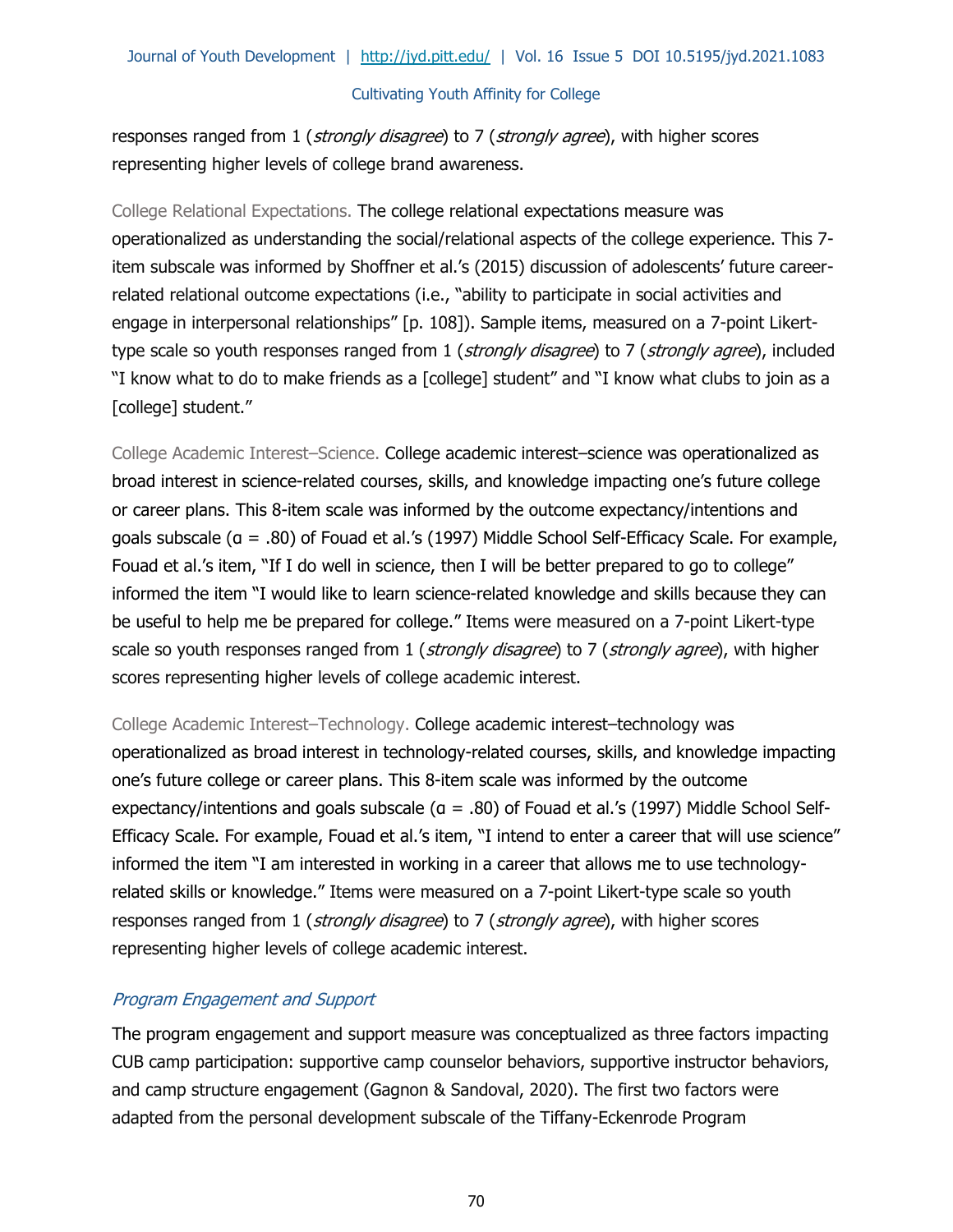responses ranged from 1 (*strongly disagree*) to 7 (*strongly agree*), with higher scores representing higher levels of college brand awareness.

College Relational Expectations. The college relational expectations measure was operationalized as understanding the social/relational aspects of the college experience. This 7-item subscale was informed by Shoffner et al.'s (2015) discussion of adolescents' future career-related relational outcome expectations (i.e., "ability to participate in social activities and engage in interpersonal relationships" [p. 108]). Sample items, measured on a 7-point Likert-type scale so youth responses ranged from 1 (*strongly disagree*) to 7 (*strongly agree*), included "I know what to do to make friends as a [college] student" and "I know what clubs to join as a [college] student."

College Academic Interest–Science. College academic interest–science was operationalized as broad interest in science-related courses, skills, and knowledge impacting one's future college or career plans. This 8-item scale was informed by the outcome expectancy/intentions and goals subscale (α = .80) of Fouad et al.'s (1997) Middle School Self-Efficacy Scale. For example, Fouad et al.'s item, "If I do well in science, then I will be better prepared to go to college" informed the item "I would like to learn science-related knowledge and skills because they can be useful to help me be prepared for college." Items were measured on a 7-point Likert-type scale so youth responses ranged from 1 (*strongly disagree*) to 7 (*strongly agree*), with higher scores representing higher levels of college academic interest.

College Academic Interest–Technology. College academic interest–technology was operationalized as broad interest in technology-related courses, skills, and knowledge impacting one's future college or career plans. This 8-item scale was informed by the outcome expectancy/intentions and goals subscale (α = .80) of Fouad et al.'s (1997) Middle School Self-Efficacy Scale. For example, Fouad et al.'s item, "I intend to enter a career that will use science" informed the item "I am interested in working in a career that allows me to use technology-related skills or knowledge." Items were measured on a 7-point Likert-type scale so youth responses ranged from 1 (*strongly disagree*) to 7 (*strongly agree*), with higher scores representing higher levels of college academic interest.

### *Program Engagement and Support*

The program engagement and support measure was conceptualized as three factors impacting CUB camp participation: supportive camp counselor behaviors, supportive instructor behaviors, and camp structure engagement (Gagnon & Sandoval, 2020). The first two factors were adapted from the personal development subscale of the Tiffany-Eckenrode Program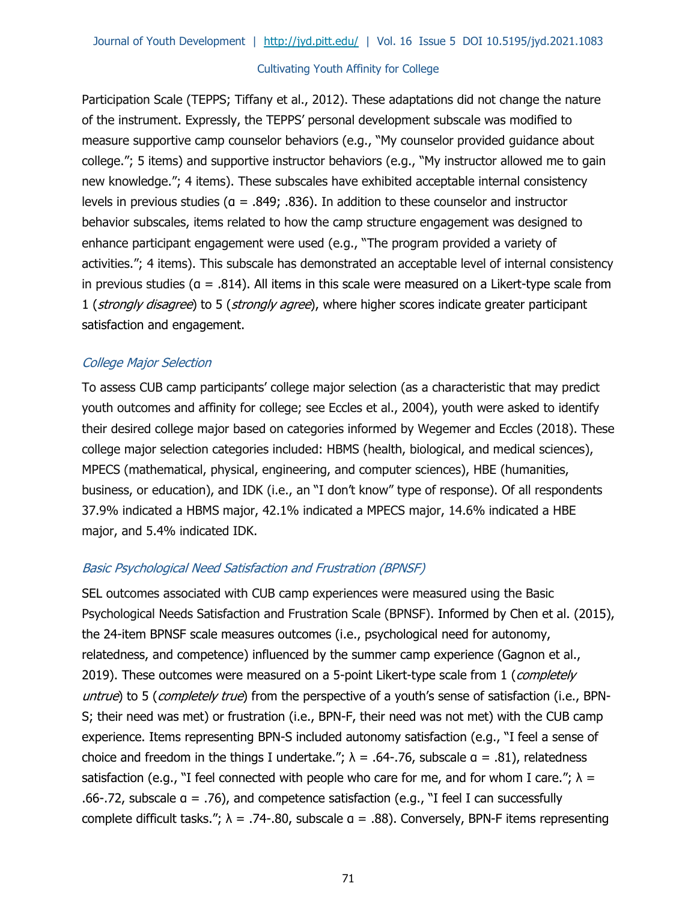Participation Scale (TEPPS; Tiffany et al., 2012). These adaptations did not change the nature of the instrument. Expressly, the TEPPS' personal development subscale was modified to measure supportive camp counselor behaviors (e.g., "My counselor provided guidance about college."; 5 items) and supportive instructor behaviors (e.g., "My instructor allowed me to gain new knowledge."; 4 items). These subscales have exhibited acceptable internal consistency levels in previous studies (α = .849; .836). In addition to these counselor and instructor behavior subscales, items related to how the camp structure engagement was designed to enhance participant engagement were used (e.g., "The program provided a variety of activities."; 4 items). This subscale has demonstrated an acceptable level of internal consistency in previous studies (α = .814). All items in this scale were measured on a Likert-type scale from 1 (*strongly disagree*) to 5 (*strongly agree*), where higher scores indicate greater participant satisfaction and engagement.

### *College Major Selection*

To assess CUB camp participants' college major selection (as a characteristic that may predict youth outcomes and affinity for college; see Eccles et al., 2004), youth were asked to identify their desired college major based on categories informed by Wegemer and Eccles (2018). These college major selection categories included: HBMS (health, biological, and medical sciences), MPECS (mathematical, physical, engineering, and computer sciences), HBE (humanities, business, or education), and IDK (i.e., an "I don't know" type of response). Of all respondents 37.9% indicated a HBMS major, 42.1% indicated a MPECS major, 14.6% indicated a HBE major, and 5.4% indicated IDK.

### *Basic Psychological Need Satisfaction and Frustration (BPNSF)*

SEL outcomes associated with CUB camp experiences were measured using the Basic Psychological Needs Satisfaction and Frustration Scale (BPNSF). Informed by Chen et al. (2015), the 24-item BPNSF scale measures outcomes (i.e., psychological need for autonomy, relatedness, and competence) influenced by the summer camp experience (Gagnon et al., 2019). These outcomes were measured on a 5-point Likert-type scale from 1 (*completely untrue*) to 5 (*completely true*) from the perspective of a youth's sense of satisfaction (i.e., BPN-S; their need was met) or frustration (i.e., BPN-F, their need was not met) with the CUB camp experience. Items representing BPN-S included autonomy satisfaction (e.g., "I feel a sense of choice and freedom in the things I undertake."; $\lambda$ = .64-.76, subscale α = .81), relatedness satisfaction (e.g., "I feel connected with people who care for me, and for whom I care."; $\lambda$ = .66-.72, subscale α = .76), and competence satisfaction (e.g., "I feel I can successfully complete difficult tasks."; $\lambda$ = .74-.80, subscale α = .88). Conversely, BPN-F items representing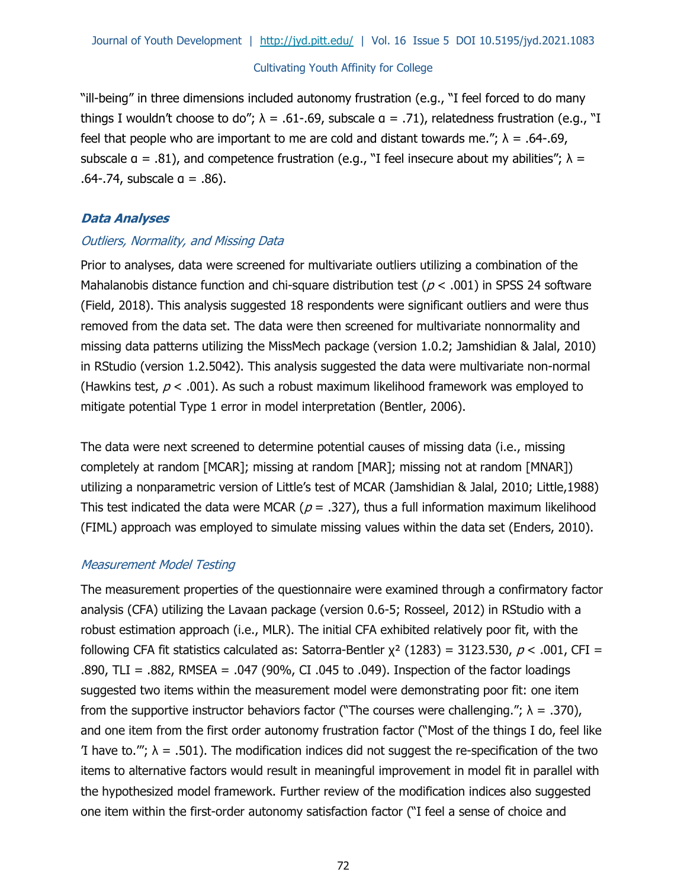"ill-being" in three dimensions included autonomy frustration (e.g., "I feel forced to do many things I wouldn't choose to do"; $\lambda$ = .61-.69, subscale $\alpha$ = .71), relatedness frustration (e.g., "I feel that people who are important to me are cold and distant towards me."; $\lambda$ = .64-.69, subscale $\alpha$ = .81), and competence frustration (e.g., "I feel insecure about my abilities"; $\lambda$ = .64-.74, subscale $\alpha$ = .86).

### *Data Analyses*

#### *Outliers, Normality, and Missing Data*

Prior to analyses, data were screened for multivariate outliers utilizing a combination of the Mahalanobis distance function and chi-square distribution test ($p < .001$) in SPSS 24 software (Field, 2018). This analysis suggested 18 respondents were significant outliers and were thus removed from the data set. The data were then screened for multivariate nonnormality and missing data patterns utilizing the MissMech package (version 1.0.2; Jamshidian & Jalal, 2010) in RStudio (version 1.2.5042). This analysis suggested the data were multivariate non-normal (Hawkins test, $p < .001$). As such a robust maximum likelihood framework was employed to mitigate potential Type 1 error in model interpretation (Bentler, 2006).

The data were next screened to determine potential causes of missing data (i.e., missing completely at random [MCAR]; missing at random [MAR]; missing not at random [MNAR]) utilizing a nonparametric version of Little's test of MCAR (Jamshidian & Jalal, 2010; Little,1988) This test indicated the data were MCAR ($p = .327$), thus a full information maximum likelihood (FIML) approach was employed to simulate missing values within the data set (Enders, 2010).

#### *Measurement Model Testing*

The measurement properties of the questionnaire were examined through a confirmatory factor analysis (CFA) utilizing the Lavaan package (version 0.6-5; Rosseel, 2012) in RStudio with a robust estimation approach (i.e., MLR). The initial CFA exhibited relatively poor fit, with the following CFA fit statistics calculated as: Satorra-Bentler $\chi^2$ (1283) = 3123.530, $p < .001$, CFI = .890, TLI = .882, RMSEA = .047 (90%, CI .045 to .049). Inspection of the factor loadings suggested two items within the measurement model were demonstrating poor fit: one item from the supportive instructor behaviors factor ("The courses were challenging."; $\lambda$ = .370), and one item from the first order autonomy frustration factor ("Most of the things I do, feel like 'I have to.'"; $\lambda$ = .501). The modification indices did not suggest the re-specification of the two items to alternative factors would result in meaningful improvement in model fit in parallel with the hypothesized model framework. Further review of the modification indices also suggested one item within the first-order autonomy satisfaction factor ("I feel a sense of choice and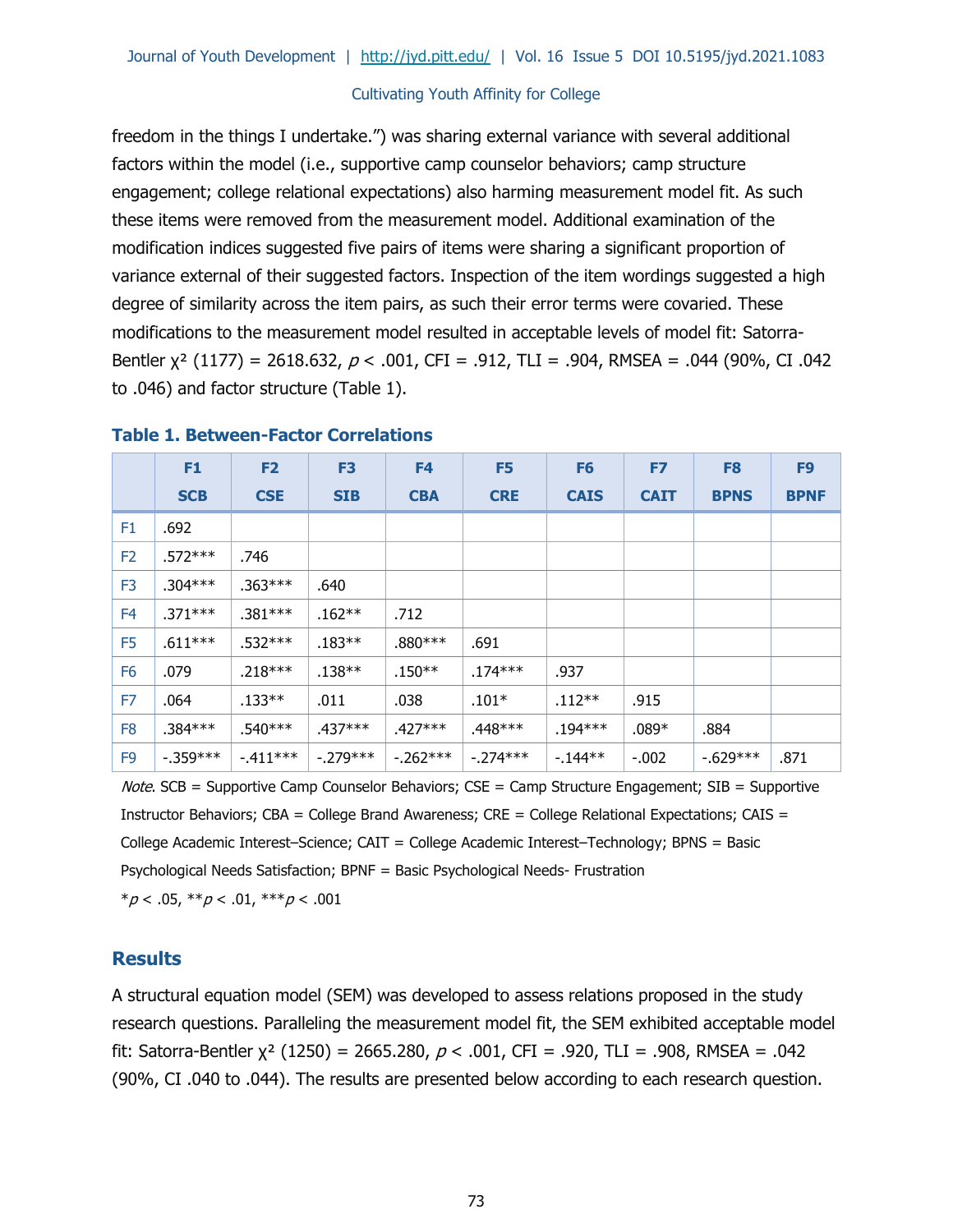freedom in the things I undertake.") was sharing external variance with several additional factors within the model (i.e., supportive camp counselor behaviors; camp structure engagement; college relational expectations) also harming measurement model fit. As such these items were removed from the measurement model. Additional examination of the modification indices suggested five pairs of items were sharing a significant proportion of variance external of their suggested factors. Inspection of the item wordings suggested a high degree of similarity across the item pairs, as such their error terms were covaried. These modifications to the measurement model resulted in acceptable levels of model fit: Satorra-Bentler $\chi^2$ (1177) = 2618.632, $p < .001$, CFI = .912, TLI = .904, RMSEA = .044 (90%, CI .042 to .046) and factor structure (Table 1).

**Table 1. Between-Factor Correlations**

| | F1 SCB | F2 CSE | F3 SIB | F4 CBA | F5 CRE | F6 CAIS | F7 CAIT | F8 BPNS | F9 BPNF |
|---|---|---|---|---|---|---|---|---|---|
| F1 | .692 | | | | | | | | |
| F2 | .572*** | .746 | | | | | | | |
| F3 | .304*** | .363*** | .640 | | | | | | |
| F4 | .371*** | .381*** | .162** | .712 | | | | | |
| F5 | .611*** | .532*** | .183** | .880*** | .691 | | | | |
| F6 | .079 | .218*** | .138** | .150** | .174*** | .937 | | | |
| F7 | .064 | .133** | .011 | .038 | .101* | .112** | .915 | | |
| F8 | .384*** | .540*** | .437*** | .427*** | .448*** | .194*** | .089* | .884 | |
| F9 | -.359*** | -.411*** | -.279*** | -.262*** | -.274*** | -.144** | -.002 | -.629*** | .871 |

*Note*. SCB = Supportive Camp Counselor Behaviors; CSE = Camp Structure Engagement; SIB = Supportive Instructor Behaviors; CBA = College Brand Awareness; CRE = College Relational Expectations; CAIS = College Academic Interest–Science; CAIT = College Academic Interest–Technology; BPNS = Basic Psychological Needs Satisfaction; BPNF = Basic Psychological Needs- Frustration

*$p < .05$, **$p < .01$, ***$p < .001$

## Results

A structural equation model (SEM) was developed to assess relations proposed in the study research questions. Paralleling the measurement model fit, the SEM exhibited acceptable model fit: Satorra-Bentler $\chi^2$ (1250) = 2665.280, $p < .001$, CFI = .920, TLI = .908, RMSEA = .042 (90%, CI .040 to .044). The results are presented below according to each research question.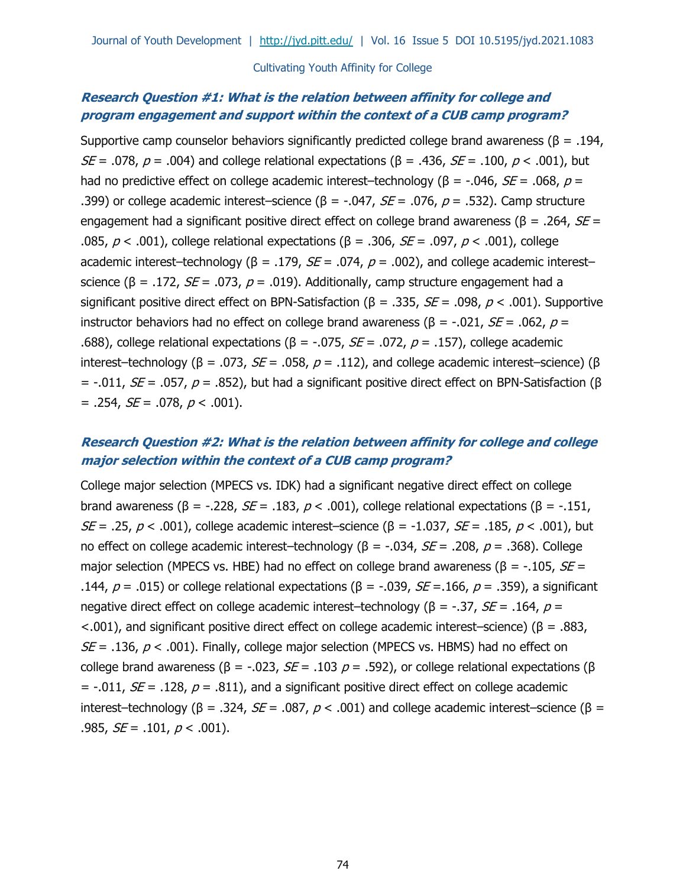### *Research Question #1: What is the relation between affinity for college and program engagement and support within the context of a CUB camp program?*

Supportive camp counselor behaviors significantly predicted college brand awareness (β = .194, $SE$ = .078, $p$ = .004) and college relational expectations (β = .436, $SE$ = .100, $p$ < .001), but had no predictive effect on college academic interest–technology (β = -.046, $SE$ = .068, $p$ = .399) or college academic interest–science (β = -.047, $SE$ = .076, $p$ = .532). Camp structure engagement had a significant positive direct effect on college brand awareness (β = .264, $SE$ = .085, $p$ < .001), college relational expectations (β = .306, $SE$ = .097, $p$ < .001), college academic interest–technology (β = .179, $SE$ = .074, $p$ = .002), and college academic interest–science (β = .172, $SE$ = .073, $p$ = .019). Additionally, camp structure engagement had a significant positive direct effect on BPN-Satisfaction (β = .335, $SE$ = .098, $p$ < .001). Supportive instructor behaviors had no effect on college brand awareness (β = -.021, $SE$ = .062, $p$ = .688), college relational expectations (β = -.075, $SE$ = .072, $p$ = .157), college academic interest–technology (β = .073, $SE$ = .058, $p$ = .112), and college academic interest–science) (β = -.011, $SE$ = .057, $p$ = .852), but had a significant positive direct effect on BPN-Satisfaction (β = .254, $SE$ = .078, $p$ < .001).

### *Research Question #2: What is the relation between affinity for college and college major selection within the context of a CUB camp program?*

College major selection (MPECS vs. IDK) had a significant negative direct effect on college brand awareness (β = -.228, $SE$ = .183, $p$ < .001), college relational expectations (β = -.151, $SE$ = .25, $p$ < .001), college academic interest–science (β = -1.037, $SE$ = .185, $p$ < .001), but no effect on college academic interest–technology (β = -.034, $SE$ = .208, $p$ = .368). College major selection (MPECS vs. HBE) had no effect on college brand awareness (β = -.105, $SE$ = .144, $p$ = .015) or college relational expectations (β = -.039, $SE$ =.166, $p$ = .359), a significant negative direct effect on college academic interest–technology (β = -.37, $SE$ = .164, $p$ = <.001), and significant positive direct effect on college academic interest–science) (β = .883, $SE$ = .136, $p$ < .001). Finally, college major selection (MPECS vs. HBMS) had no effect on college brand awareness (β = -.023, $SE$ = .103 $p$ = .592), or college relational expectations (β = -.011, $SE$ = .128, $p$ = .811), and a significant positive direct effect on college academic interest–technology (β = .324, $SE$ = .087, $p$ < .001) and college academic interest–science (β = .985, $SE$ = .101, $p$ < .001).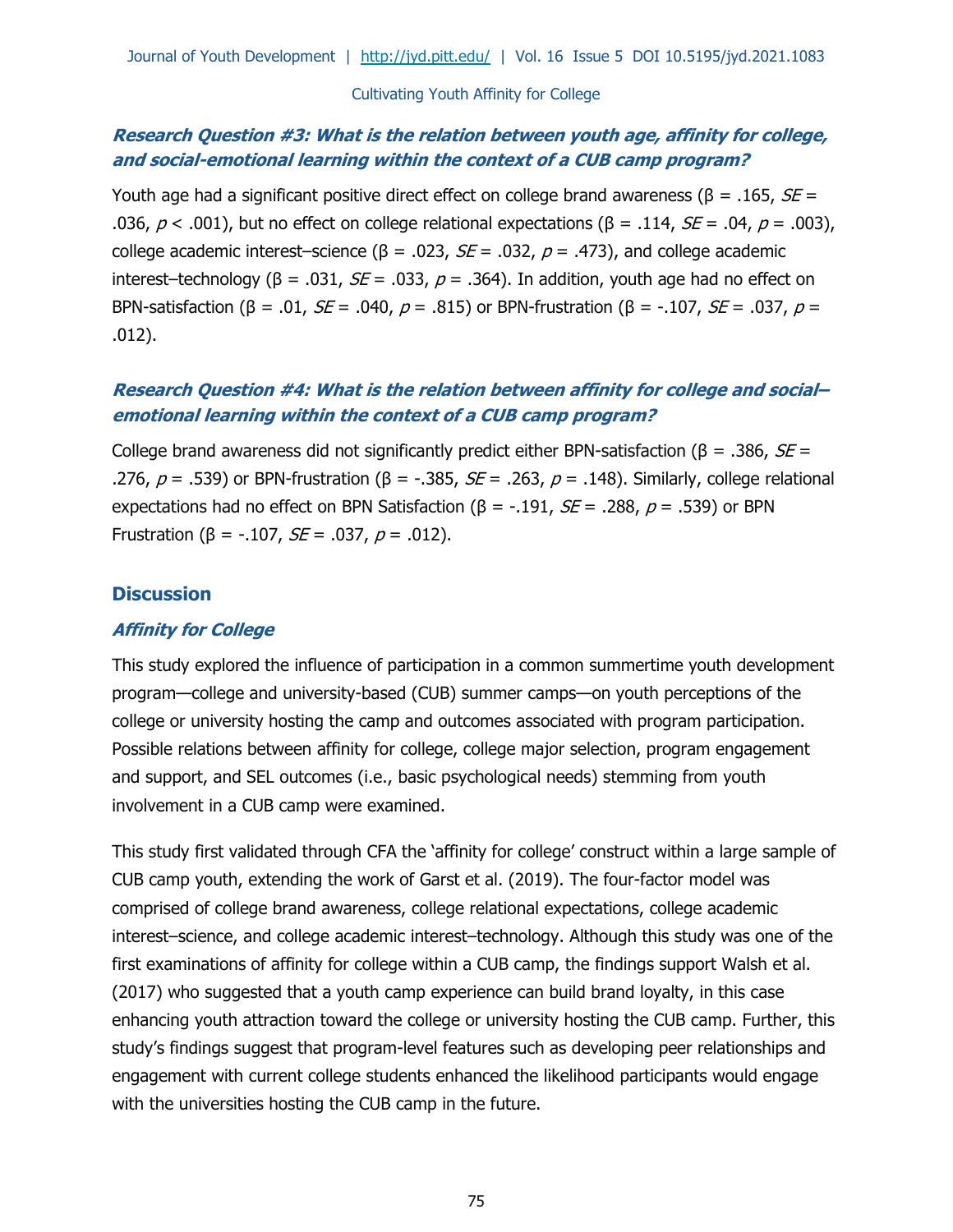### *Research Question #3: What is the relation between youth age, affinity for college, and social-emotional learning within the context of a CUB camp program?*

Youth age had a significant positive direct effect on college brand awareness (β = .165, *SE* = .036, $p < .001$), but no effect on college relational expectations (β = .114, *SE* = .04, $p = .003$), college academic interest–science (β = .023, *SE* = .032, $p = .473$), and college academic interest–technology (β = .031, *SE* = .033, $p = .364$). In addition, youth age had no effect on BPN-satisfaction (β = .01, *SE* = .040, $p = .815$) or BPN-frustration (β = -.107, *SE* = .037, $p = .012$).

### *Research Question #4: What is the relation between affinity for college and social–emotional learning within the context of a CUB camp program?*

College brand awareness did not significantly predict either BPN-satisfaction (β = .386, *SE* = .276, $p = .539$) or BPN-frustration (β = -.385, *SE* = .263, $p = .148$). Similarly, college relational expectations had no effect on BPN Satisfaction (β = -.191, *SE* = .288, $p = .539$) or BPN Frustration (β = -.107, *SE* = .037, $p = .012$).

## Discussion

### *Affinity for College*

This study explored the influence of participation in a common summertime youth development program—college and university-based (CUB) summer camps—on youth perceptions of the college or university hosting the camp and outcomes associated with program participation. Possible relations between affinity for college, college major selection, program engagement and support, and SEL outcomes (i.e., basic psychological needs) stemming from youth involvement in a CUB camp were examined.

This study first validated through CFA the 'affinity for college' construct within a large sample of CUB camp youth, extending the work of Garst et al. (2019). The four-factor model was comprised of college brand awareness, college relational expectations, college academic interest–science, and college academic interest–technology. Although this study was one of the first examinations of affinity for college within a CUB camp, the findings support Walsh et al. (2017) who suggested that a youth camp experience can build brand loyalty, in this case enhancing youth attraction toward the college or university hosting the CUB camp. Further, this study's findings suggest that program-level features such as developing peer relationships and engagement with current college students enhanced the likelihood participants would engage with the universities hosting the CUB camp in the future.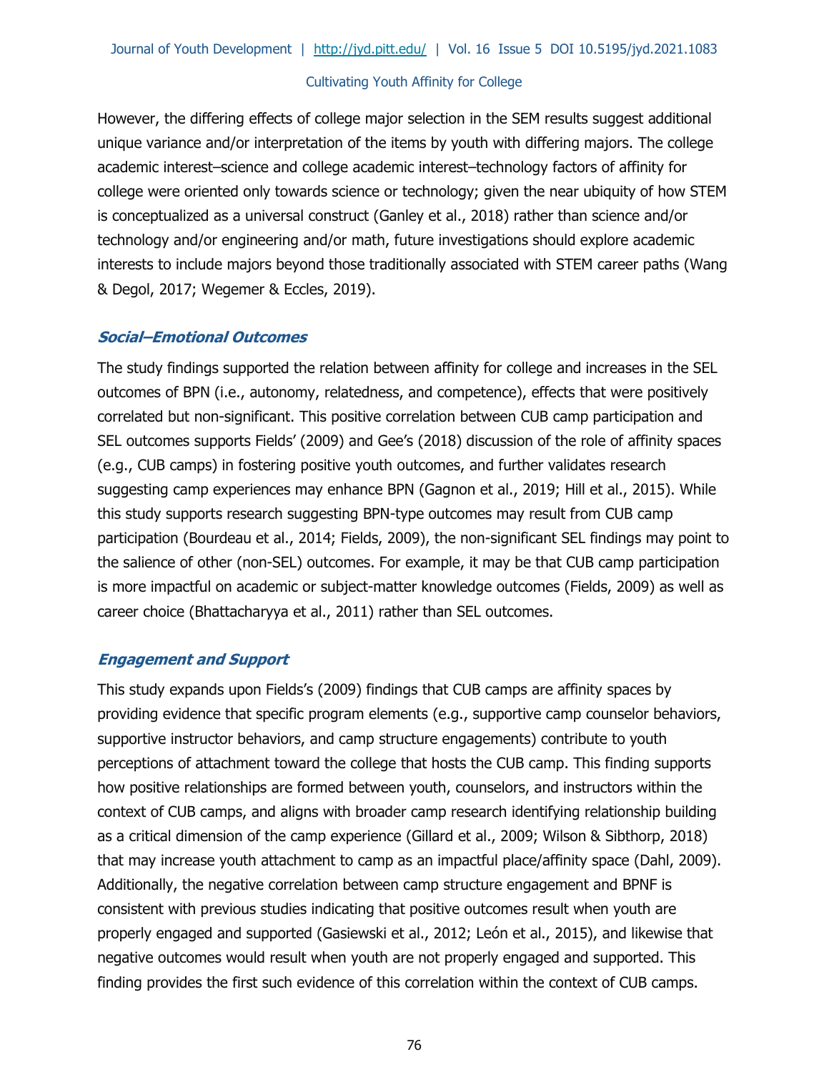However, the differing effects of college major selection in the SEM results suggest additional unique variance and/or interpretation of the items by youth with differing majors. The college academic interest–science and college academic interest–technology factors of affinity for college were oriented only towards science or technology; given the near ubiquity of how STEM is conceptualized as a universal construct (Ganley et al., 2018) rather than science and/or technology and/or engineering and/or math, future investigations should explore academic interests to include majors beyond those traditionally associated with STEM career paths (Wang & Degol, 2017; Wegemer & Eccles, 2019).

### *Social–Emotional Outcomes*

The study findings supported the relation between affinity for college and increases in the SEL outcomes of BPN (i.e., autonomy, relatedness, and competence), effects that were positively correlated but non-significant. This positive correlation between CUB camp participation and SEL outcomes supports Fields' (2009) and Gee's (2018) discussion of the role of affinity spaces (e.g., CUB camps) in fostering positive youth outcomes, and further validates research suggesting camp experiences may enhance BPN (Gagnon et al., 2019; Hill et al., 2015). While this study supports research suggesting BPN-type outcomes may result from CUB camp participation (Bourdeau et al., 2014; Fields, 2009), the non-significant SEL findings may point to the salience of other (non-SEL) outcomes. For example, it may be that CUB camp participation is more impactful on academic or subject-matter knowledge outcomes (Fields, 2009) as well as career choice (Bhattacharyya et al., 2011) rather than SEL outcomes.

### *Engagement and Support*

This study expands upon Fields's (2009) findings that CUB camps are affinity spaces by providing evidence that specific program elements (e.g., supportive camp counselor behaviors, supportive instructor behaviors, and camp structure engagements) contribute to youth perceptions of attachment toward the college that hosts the CUB camp. This finding supports how positive relationships are formed between youth, counselors, and instructors within the context of CUB camps, and aligns with broader camp research identifying relationship building as a critical dimension of the camp experience (Gillard et al., 2009; Wilson & Sibthorp, 2018) that may increase youth attachment to camp as an impactful place/affinity space (Dahl, 2009). Additionally, the negative correlation between camp structure engagement and BPNF is consistent with previous studies indicating that positive outcomes result when youth are properly engaged and supported (Gasiewski et al., 2012; León et al., 2015), and likewise that negative outcomes would result when youth are not properly engaged and supported. This finding provides the first such evidence of this correlation within the context of CUB camps.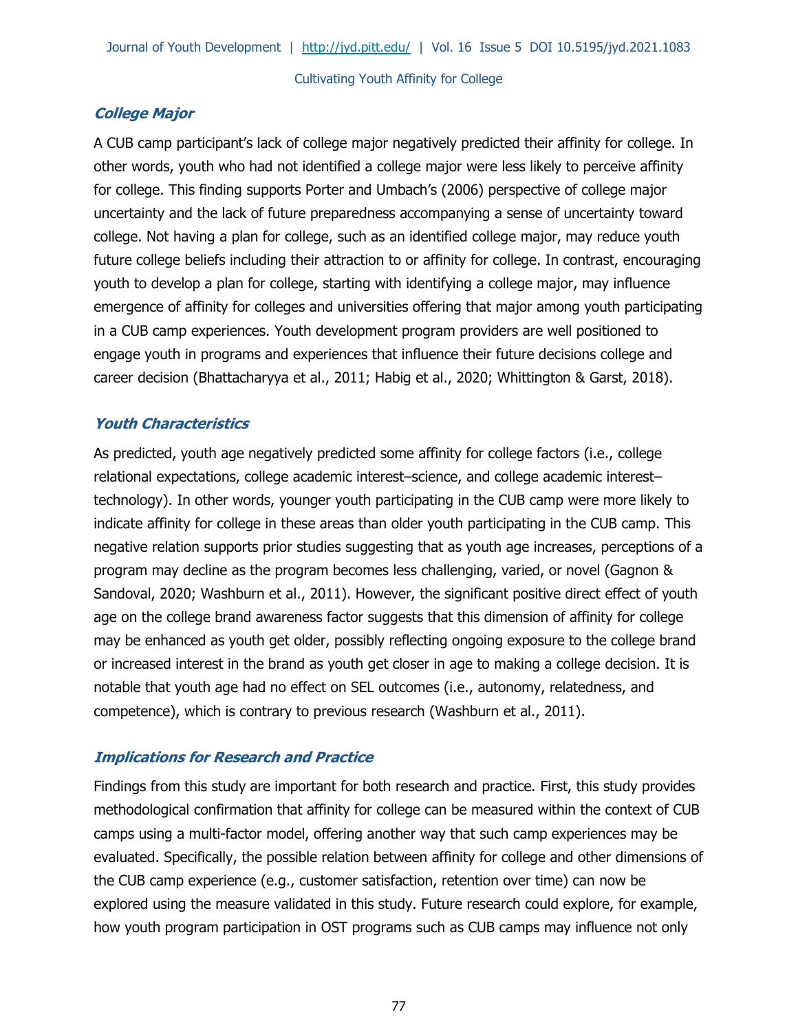### *College Major*

A CUB camp participant's lack of college major negatively predicted their affinity for college. In other words, youth who had not identified a college major were less likely to perceive affinity for college. This finding supports Porter and Umbach's (2006) perspective of college major uncertainty and the lack of future preparedness accompanying a sense of uncertainty toward college. Not having a plan for college, such as an identified college major, may reduce youth future college beliefs including their attraction to or affinity for college. In contrast, encouraging youth to develop a plan for college, starting with identifying a college major, may influence emergence of affinity for colleges and universities offering that major among youth participating in a CUB camp experiences. Youth development program providers are well positioned to engage youth in programs and experiences that influence their future decisions college and career decision (Bhattacharyya et al., 2011; Habig et al., 2020; Whittington & Garst, 2018).

### *Youth Characteristics*

As predicted, youth age negatively predicted some affinity for college factors (i.e., college relational expectations, college academic interest–science, and college academic interest–technology). In other words, younger youth participating in the CUB camp were more likely to indicate affinity for college in these areas than older youth participating in the CUB camp. This negative relation supports prior studies suggesting that as youth age increases, perceptions of a program may decline as the program becomes less challenging, varied, or novel (Gagnon & Sandoval, 2020; Washburn et al., 2011). However, the significant positive direct effect of youth age on the college brand awareness factor suggests that this dimension of affinity for college may be enhanced as youth get older, possibly reflecting ongoing exposure to the college brand or increased interest in the brand as youth get closer in age to making a college decision. It is notable that youth age had no effect on SEL outcomes (i.e., autonomy, relatedness, and competence), which is contrary to previous research (Washburn et al., 2011).

### *Implications for Research and Practice*

Findings from this study are important for both research and practice. First, this study provides methodological confirmation that affinity for college can be measured within the context of CUB camps using a multi-factor model, offering another way that such camp experiences may be evaluated. Specifically, the possible relation between affinity for college and other dimensions of the CUB camp experience (e.g., customer satisfaction, retention over time) can now be explored using the measure validated in this study. Future research could explore, for example, how youth program participation in OST programs such as CUB camps may influence not only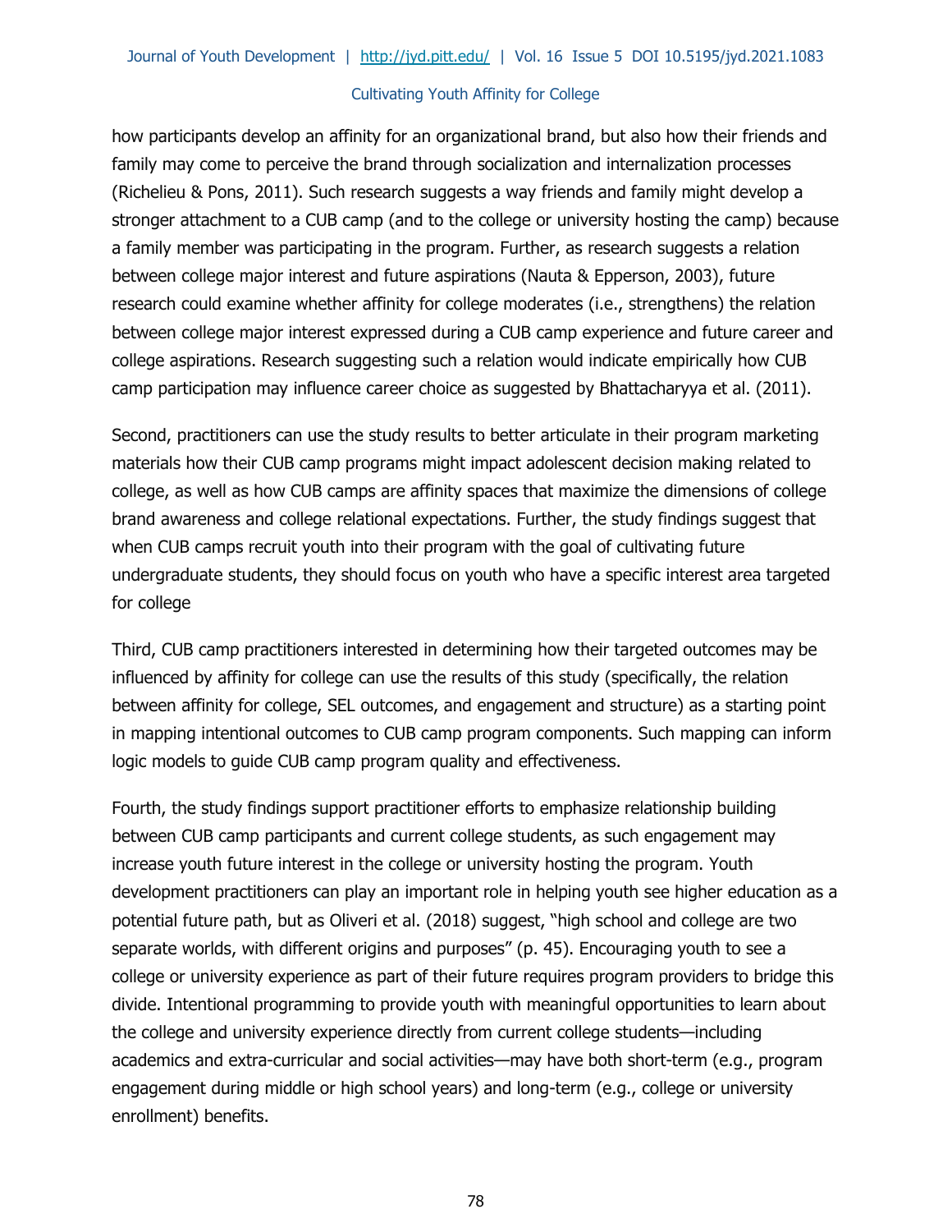how participants develop an affinity for an organizational brand, but also how their friends and family may come to perceive the brand through socialization and internalization processes (Richelieu & Pons, 2011). Such research suggests a way friends and family might develop a stronger attachment to a CUB camp (and to the college or university hosting the camp) because a family member was participating in the program. Further, as research suggests a relation between college major interest and future aspirations (Nauta & Epperson, 2003), future research could examine whether affinity for college moderates (i.e., strengthens) the relation between college major interest expressed during a CUB camp experience and future career and college aspirations. Research suggesting such a relation would indicate empirically how CUB camp participation may influence career choice as suggested by Bhattacharyya et al. (2011).

Second, practitioners can use the study results to better articulate in their program marketing materials how their CUB camp programs might impact adolescent decision making related to college, as well as how CUB camps are affinity spaces that maximize the dimensions of college brand awareness and college relational expectations. Further, the study findings suggest that when CUB camps recruit youth into their program with the goal of cultivating future undergraduate students, they should focus on youth who have a specific interest area targeted for college

Third, CUB camp practitioners interested in determining how their targeted outcomes may be influenced by affinity for college can use the results of this study (specifically, the relation between affinity for college, SEL outcomes, and engagement and structure) as a starting point in mapping intentional outcomes to CUB camp program components. Such mapping can inform logic models to guide CUB camp program quality and effectiveness.

Fourth, the study findings support practitioner efforts to emphasize relationship building between CUB camp participants and current college students, as such engagement may increase youth future interest in the college or university hosting the program. Youth development practitioners can play an important role in helping youth see higher education as a potential future path, but as Oliveri et al. (2018) suggest, "high school and college are two separate worlds, with different origins and purposes" (p. 45). Encouraging youth to see a college or university experience as part of their future requires program providers to bridge this divide. Intentional programming to provide youth with meaningful opportunities to learn about the college and university experience directly from current college students—including academics and extra-curricular and social activities—may have both short-term (e.g., program engagement during middle or high school years) and long-term (e.g., college or university enrollment) benefits.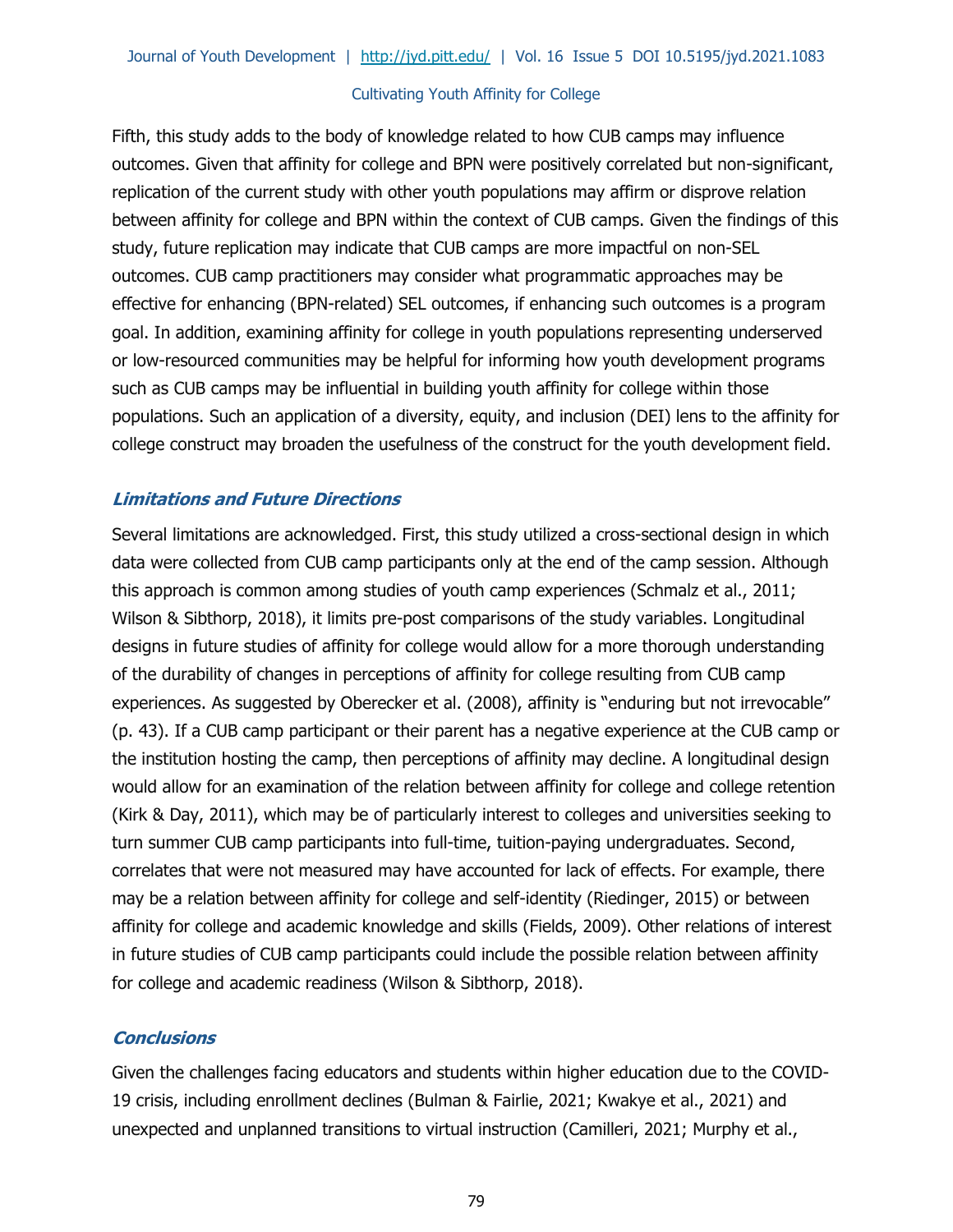Fifth, this study adds to the body of knowledge related to how CUB camps may influence outcomes. Given that affinity for college and BPN were positively correlated but non-significant, replication of the current study with other youth populations may affirm or disprove relation between affinity for college and BPN within the context of CUB camps. Given the findings of this study, future replication may indicate that CUB camps are more impactful on non-SEL outcomes. CUB camp practitioners may consider what programmatic approaches may be effective for enhancing (BPN-related) SEL outcomes, if enhancing such outcomes is a program goal. In addition, examining affinity for college in youth populations representing underserved or low-resourced communities may be helpful for informing how youth development programs such as CUB camps may be influential in building youth affinity for college within those populations. Such an application of a diversity, equity, and inclusion (DEI) lens to the affinity for college construct may broaden the usefulness of the construct for the youth development field.

## Limitations and Future Directions

Several limitations are acknowledged. First, this study utilized a cross-sectional design in which data were collected from CUB camp participants only at the end of the camp session. Although this approach is common among studies of youth camp experiences (Schmalz et al., 2011; Wilson & Sibthorp, 2018), it limits pre-post comparisons of the study variables. Longitudinal designs in future studies of affinity for college would allow for a more thorough understanding of the durability of changes in perceptions of affinity for college resulting from CUB camp experiences. As suggested by Oberecker et al. (2008), affinity is "enduring but not irrevocable" (p. 43). If a CUB camp participant or their parent has a negative experience at the CUB camp or the institution hosting the camp, then perceptions of affinity may decline. A longitudinal design would allow for an examination of the relation between affinity for college and college retention (Kirk & Day, 2011), which may be of particularly interest to colleges and universities seeking to turn summer CUB camp participants into full-time, tuition-paying undergraduates. Second, correlates that were not measured may have accounted for lack of effects. For example, there may be a relation between affinity for college and self-identity (Riedinger, 2015) or between affinity for college and academic knowledge and skills (Fields, 2009). Other relations of interest in future studies of CUB camp participants could include the possible relation between affinity for college and academic readiness (Wilson & Sibthorp, 2018).

## Conclusions

Given the challenges facing educators and students within higher education due to the COVID-19 crisis, including enrollment declines (Bulman & Fairlie, 2021; Kwakye et al., 2021) and unexpected and unplanned transitions to virtual instruction (Camilleri, 2021; Murphy et al.,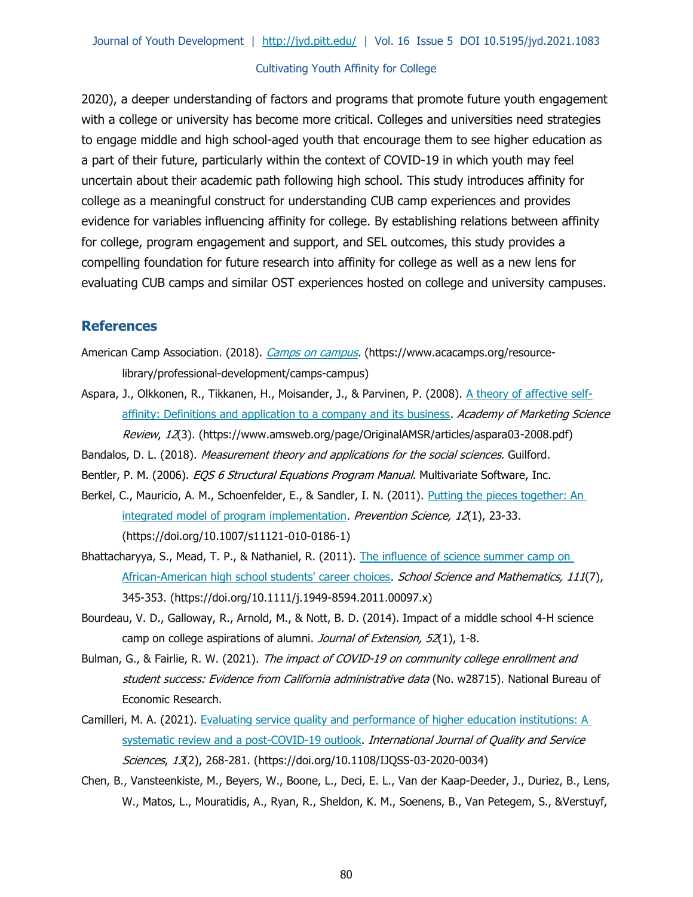2020), a deeper understanding of factors and programs that promote future youth engagement with a college or university has become more critical. Colleges and universities need strategies to engage middle and high school-aged youth that encourage them to see higher education as a part of their future, particularly within the context of COVID-19 in which youth may feel uncertain about their academic path following high school. This study introduces affinity for college as a meaningful construct for understanding CUB camp experiences and provides evidence for variables influencing affinity for college. By establishing relations between affinity for college, program engagement and support, and SEL outcomes, this study provides a compelling foundation for future research into affinity for college as well as a new lens for evaluating CUB camps and similar OST experiences hosted on college and university campuses.

## References

American Camp Association. (2018). *Camps on campus*. (https://www.acacamps.org/resource-library/professional-development/camps-campus)

Aspara, J., Olkkonen, R., Tikkanen, H., Moisander, J., & Parvinen, P. (2008). A theory of affective self-affinity: Definitions and application to a company and its business. *Academy of Marketing Science Review*, *12*(3). (https://www.amsweb.org/page/OriginalAMSR/articles/aspara03-2008.pdf)

Bandalos, D. L. (2018). *Measurement theory and applications for the social sciences.* Guilford.

Bentler, P. M. (2006). *EQS 6 Structural Equations Program Manual*. Multivariate Software, Inc.

Berkel, C., Mauricio, A. M., Schoenfelder, E., & Sandler, I. N. (2011). Putting the pieces together: An integrated model of program implementation. *Prevention Science, 12*(1), 23-33. (https://doi.org/10.1007/s11121-010-0186-1)

Bhattacharyya, S., Mead, T. P., & Nathaniel, R. (2011). The influence of science summer camp on African-American high school students' career choices. *School Science and Mathematics, 111*(7), 345-353. (https://doi.org/10.1111/j.1949-8594.2011.00097.x)

Bourdeau, V. D., Galloway, R., Arnold, M., & Nott, B. D. (2014). Impact of a middle school 4-H science camp on college aspirations of alumni. *Journal of Extension, 52*(1), 1-8.

Bulman, G., & Fairlie, R. W. (2021). *The impact of COVID-19 on community college enrollment and student success: Evidence from California administrative data* (No. w28715). National Bureau of Economic Research.

Camilleri, M. A. (2021). Evaluating service quality and performance of higher education institutions: A systematic review and a post-COVID-19 outlook. *International Journal of Quality and Service Sciences*, *13*(2), 268-281. (https://doi.org/10.1108/IJQSS-03-2020-0034)

Chen, B., Vansteenkiste, M., Beyers, W., Boone, L., Deci, E. L., Van der Kaap-Deeder, J., Duriez, B., Lens, W., Matos, L., Mouratidis, A., Ryan, R., Sheldon, K. M., Soenens, B., Van Petegem, S., &Verstuyf,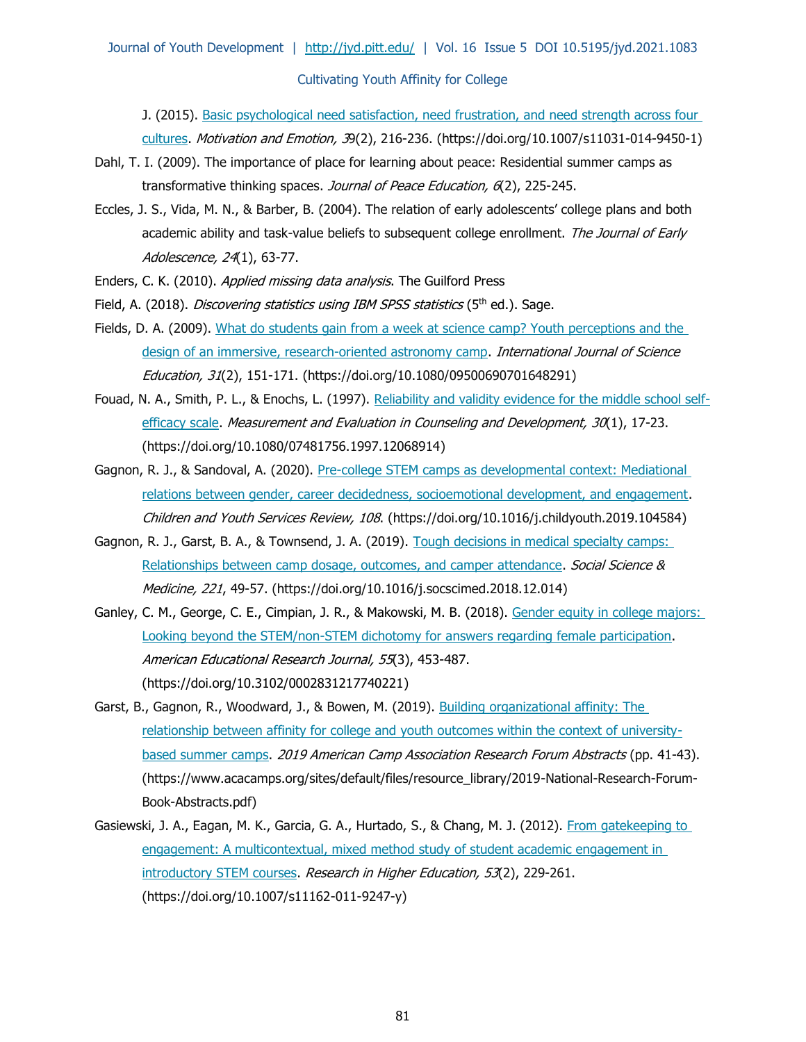J. (2015). Basic psychological need satisfaction, need frustration, and need strength across four cultures. *Motivation and Emotion, 39*(2), 216-236. (https://doi.org/10.1007/s11031-014-9450-1)

Dahl, T. I. (2009). The importance of place for learning about peace: Residential summer camps as transformative thinking spaces. *Journal of Peace Education, 6*(2), 225-245.

Eccles, J. S., Vida, M. N., & Barber, B. (2004). The relation of early adolescents' college plans and both academic ability and task-value beliefs to subsequent college enrollment. *The Journal of Early Adolescence, 24*(1), 63-77.

Enders, C. K. (2010). *Applied missing data analysis*. The Guilford Press

Field, A. (2018). *Discovering statistics using IBM SPSS statistics* (5th ed.). Sage.

Fields, D. A. (2009). What do students gain from a week at science camp? Youth perceptions and the design of an immersive, research-oriented astronomy camp. *International Journal of Science Education, 31*(2), 151-171. (https://doi.org/10.1080/09500690701648291)

Fouad, N. A., Smith, P. L., & Enochs, L. (1997). Reliability and validity evidence for the middle school self-efficacy scale. *Measurement and Evaluation in Counseling and Development, 30*(1), 17-23. (https://doi.org/10.1080/07481756.1997.12068914)

Gagnon, R. J., & Sandoval, A. (2020). Pre-college STEM camps as developmental context: Mediational relations between gender, career decidedness, socioemotional development, and engagement. *Children and Youth Services Review, 108*. (https://doi.org/10.1016/j.childyouth.2019.104584)

Gagnon, R. J., Garst, B. A., & Townsend, J. A. (2019). Tough decisions in medical specialty camps: Relationships between camp dosage, outcomes, and camper attendance. *Social Science & Medicine, 221*, 49-57. (https://doi.org/10.1016/j.socscimed.2018.12.014)

Ganley, C. M., George, C. E., Cimpian, J. R., & Makowski, M. B. (2018). Gender equity in college majors: Looking beyond the STEM/non-STEM dichotomy for answers regarding female participation. *American Educational Research Journal, 55*(3), 453-487. (https://doi.org/10.3102/0002831217740221)

Garst, B., Gagnon, R., Woodward, J., & Bowen, M. (2019). Building organizational affinity: The relationship between affinity for college and youth outcomes within the context of university-based summer camps. *2019 American Camp Association Research Forum Abstracts* (pp. 41-43). (https://www.acacamps.org/sites/default/files/resource_library/2019-National-Research-Forum-Book-Abstracts.pdf)

Gasiewski, J. A., Eagan, M. K., Garcia, G. A., Hurtado, S., & Chang, M. J. (2012). From gatekeeping to engagement: A multicontextual, mixed method study of student academic engagement in introductory STEM courses. *Research in Higher Education, 53*(2), 229-261. (https://doi.org/10.1007/s11162-011-9247-y)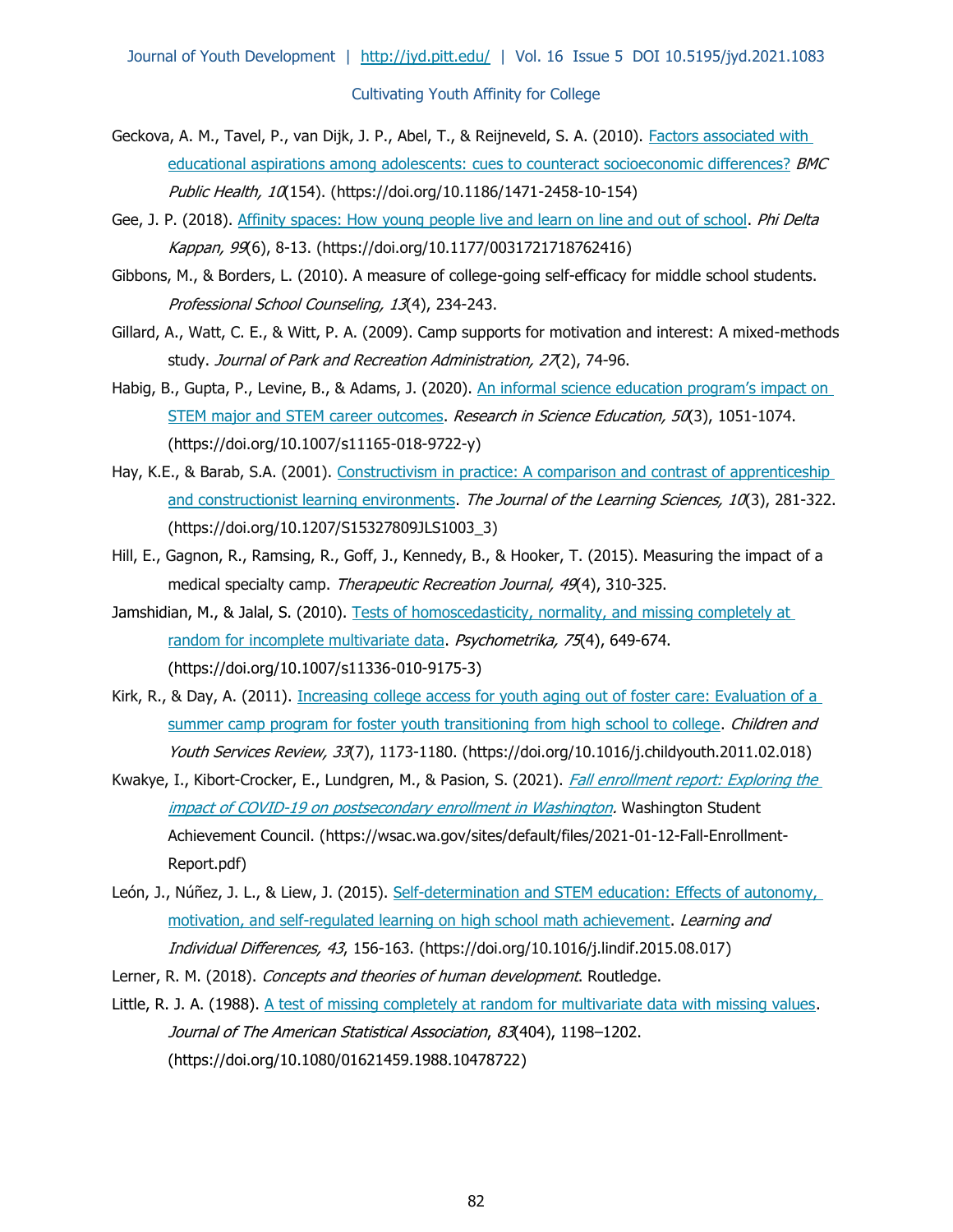Geckova, A. M., Tavel, P., van Dijk, J. P., Abel, T., & Reijneveld, S. A. (2010). [Factors associated with educational aspirations among adolescents: cues to counteract socioeconomic differences?](https://doi.org/10.1186/1471-2458-10-154) *BMC Public Health, 10*(154). (https://doi.org/10.1186/1471-2458-10-154)

Gee, J. P. (2018). [Affinity spaces: How young people live and learn on line and out of school](https://doi.org/10.1177/0031721718762416). *Phi Delta Kappan, 99*(6), 8-13. (https://doi.org/10.1177/0031721718762416)

Gibbons, M., & Borders, L. (2010). A measure of college-going self-efficacy for middle school students. *Professional School Counseling, 13*(4), 234-243.

Gillard, A., Watt, C. E., & Witt, P. A. (2009). Camp supports for motivation and interest: A mixed-methods study. *Journal of Park and Recreation Administration, 27*(2), 74-96.

Habig, B., Gupta, P., Levine, B., & Adams, J. (2020). [An informal science education program's impact on STEM major and STEM career outcomes](https://doi.org/10.1007/s11165-018-9722-y). *Research in Science Education, 50*(3), 1051-1074. (https://doi.org/10.1007/s11165-018-9722-y)

Hay, K.E., & Barab, S.A. (2001). [Constructivism in practice: A comparison and contrast of apprenticeship and constructionist learning environments](https://doi.org/10.1207/S15327809JLS1003_3). *The Journal of the Learning Sciences, 10*(3), 281-322. (https://doi.org/10.1207/S15327809JLS1003_3)

Hill, E., Gagnon, R., Ramsing, R., Goff, J., Kennedy, B., & Hooker, T. (2015). Measuring the impact of a medical specialty camp. *Therapeutic Recreation Journal, 49*(4), 310-325.

Jamshidian, M., & Jalal, S. (2010). [Tests of homoscedasticity, normality, and missing completely at random for incomplete multivariate data](https://doi.org/10.1007/s11336-010-9175-3). *Psychometrika, 75*(4), 649-674. (https://doi.org/10.1007/s11336-010-9175-3)

Kirk, R., & Day, A. (2011). [Increasing college access for youth aging out of foster care: Evaluation of a summer camp program for foster youth transitioning from high school to college](https://doi.org/10.1016/j.childyouth.2011.02.018). *Children and Youth Services Review, 33*(7), 1173-1180. (https://doi.org/10.1016/j.childyouth.2011.02.018)

Kwakye, I., Kibort-Crocker, E., Lundgren, M., & Pasion, S. (2021). [*Fall enrollment report: Exploring the impact of COVID-19 on postsecondary enrollment in Washington*](https://wsac.wa.gov/sites/default/files/2021-01-12-Fall-Enrollment-Report.pdf)*.* Washington Student Achievement Council. (https://wsac.wa.gov/sites/default/files/2021-01-12-Fall-Enrollment-Report.pdf)

León, J., Núñez, J. L., & Liew, J. (2015). [Self-determination and STEM education: Effects of autonomy, motivation, and self-regulated learning on high school math achievement](https://doi.org/10.1016/j.lindif.2015.08.017). *Learning and Individual Differences, 43*, 156-163. (https://doi.org/10.1016/j.lindif.2015.08.017)

Lerner, R. M. (2018). *Concepts and theories of human development*. Routledge.

Little, R. J. A. (1988). [A test of missing completely at random for multivariate data with missing values](https://doi.org/10.1080/01621459.1988.10478722). *Journal of The American Statistical Association*, *83*(404), 1198–1202. (https://doi.org/10.1080/01621459.1988.10478722)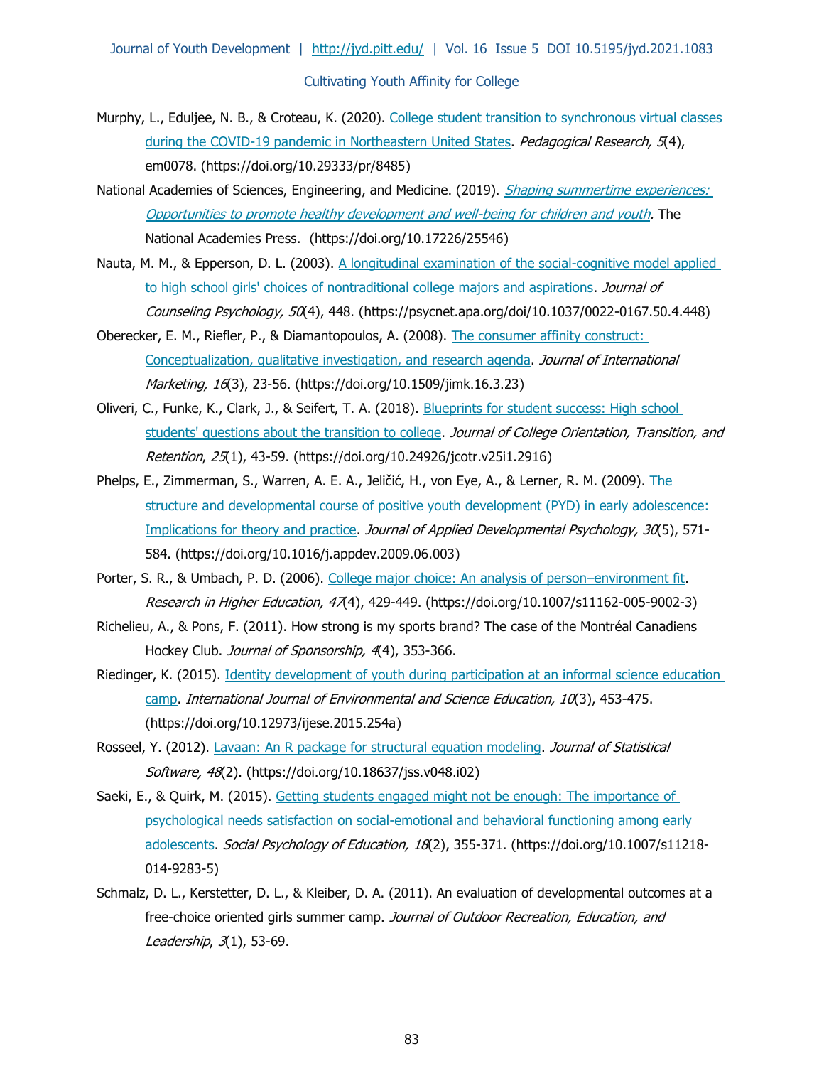Murphy, L., Eduljee, N. B., & Croteau, K. (2020). College student transition to synchronous virtual classes during the COVID-19 pandemic in Northeastern United States. *Pedagogical Research, 5*(4), em0078. (https://doi.org/10.29333/pr/8485)

National Academies of Sciences, Engineering, and Medicine. (2019). *Shaping summertime experiences: Opportunities to promote healthy development and well-being for children and youth*. The National Academies Press. (https://doi.org/10.17226/25546)

Nauta, M. M., & Epperson, D. L. (2003). A longitudinal examination of the social-cognitive model applied to high school girls' choices of nontraditional college majors and aspirations. *Journal of Counseling Psychology, 50*(4), 448. (https://psycnet.apa.org/doi/10.1037/0022-0167.50.4.448)

Oberecker, E. M., Riefler, P., & Diamantopoulos, A. (2008). The consumer affinity construct: Conceptualization, qualitative investigation, and research agenda. *Journal of International Marketing, 16*(3), 23-56. (https://doi.org/10.1509/jimk.16.3.23)

Oliveri, C., Funke, K., Clark, J., & Seifert, T. A. (2018). Blueprints for student success: High school students' questions about the transition to college. *Journal of College Orientation, Transition, and Retention*, *25*(1), 43-59. (https://doi.org/10.24926/jcotr.v25i1.2916)

Phelps, E., Zimmerman, S., Warren, A. E. A., Jeličić, H., von Eye, A., & Lerner, R. M. (2009). The structure and developmental course of positive youth development (PYD) in early adolescence: Implications for theory and practice. *Journal of Applied Developmental Psychology, 30*(5), 571-584. (https://doi.org/10.1016/j.appdev.2009.06.003)

Porter, S. R., & Umbach, P. D. (2006). College major choice: An analysis of person–environment fit. *Research in Higher Education, 47*(4), 429-449. (https://doi.org/10.1007/s11162-005-9002-3)

Richelieu, A., & Pons, F. (2011). How strong is my sports brand? The case of the Montréal Canadiens Hockey Club. *Journal of Sponsorship, 4*(4), 353-366.

Riedinger, K. (2015). Identity development of youth during participation at an informal science education camp. *International Journal of Environmental and Science Education, 10*(3), 453-475. (https://doi.org/10.12973/ijese.2015.254a)

Rosseel, Y. (2012). Lavaan: An R package for structural equation modeling. *Journal of Statistical Software, 48*(2). (https://doi.org/10.18637/jss.v048.i02)

Saeki, E., & Quirk, M. (2015). Getting students engaged might not be enough: The importance of psychological needs satisfaction on social-emotional and behavioral functioning among early adolescents. *Social Psychology of Education, 18*(2), 355-371. (https://doi.org/10.1007/s11218-014-9283-5)

Schmalz, D. L., Kerstetter, D. L., & Kleiber, D. A. (2011). An evaluation of developmental outcomes at a free-choice oriented girls summer camp. *Journal of Outdoor Recreation, Education, and Leadership*, *3*(1), 53-69.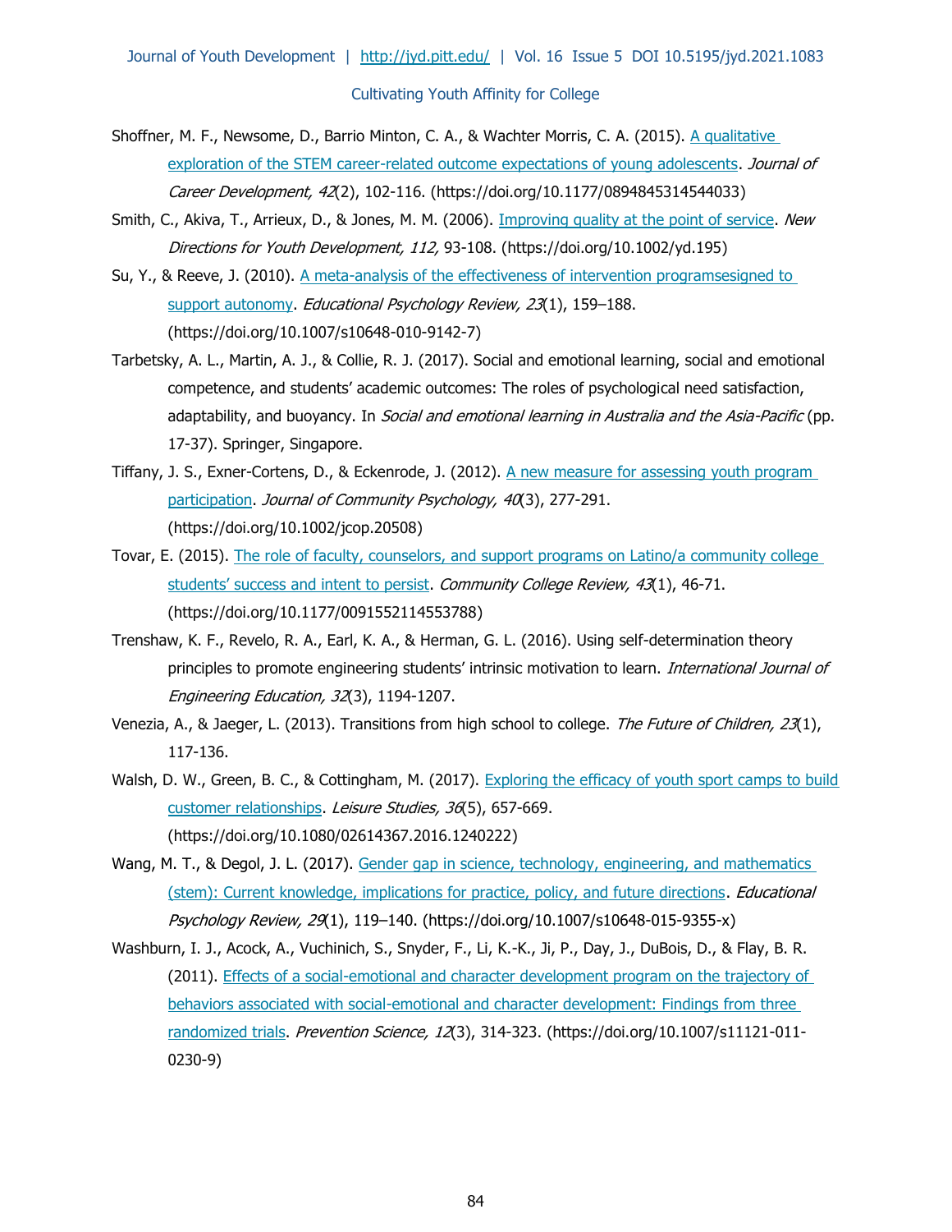Shoffner, M. F., Newsome, D., Barrio Minton, C. A., & Wachter Morris, C. A. (2015). A qualitative exploration of the STEM career-related outcome expectations of young adolescents. *Journal of Career Development, 42*(2), 102-116. (https://doi.org/10.1177/0894845314544033)

Smith, C., Akiva, T., Arrieux, D., & Jones, M. M. (2006). Improving quality at the point of service. *New Directions for Youth Development, 112,* 93-108. (https://doi.org/10.1002/yd.195)

Su, Y., & Reeve, J. (2010). A meta-analysis of the effectiveness of intervention programsesigned to support autonomy. *Educational Psychology Review, 23*(1), 159–188. (https://doi.org/10.1007/s10648-010-9142-7)

Tarbetsky, A. L., Martin, A. J., & Collie, R. J. (2017). Social and emotional learning, social and emotional competence, and students' academic outcomes: The roles of psychological need satisfaction, adaptability, and buoyancy. In *Social and emotional learning in Australia and the Asia-Pacific* (pp. 17-37). Springer, Singapore.

Tiffany, J. S., Exner-Cortens, D., & Eckenrode, J. (2012). A new measure for assessing youth program participation. *Journal of Community Psychology, 40*(3), 277-291. (https://doi.org/10.1002/jcop.20508)

Tovar, E. (2015). The role of faculty, counselors, and support programs on Latino/a community college students' success and intent to persist. *Community College Review, 43*(1), 46-71. (https://doi.org/10.1177/0091552114553788)

Trenshaw, K. F., Revelo, R. A., Earl, K. A., & Herman, G. L. (2016). Using self-determination theory principles to promote engineering students' intrinsic motivation to learn. *International Journal of Engineering Education, 32*(3), 1194-1207.

Venezia, A., & Jaeger, L. (2013). Transitions from high school to college. *The Future of Children, 23*(1), 117-136.

Walsh, D. W., Green, B. C., & Cottingham, M. (2017). Exploring the efficacy of youth sport camps to build customer relationships. *Leisure Studies, 36*(5), 657-669. (https://doi.org/10.1080/02614367.2016.1240222)

Wang, M. T., & Degol, J. L. (2017). Gender gap in science, technology, engineering, and mathematics (stem): Current knowledge, implications for practice, policy, and future directions. *Educational Psychology Review, 29*(1), 119–140. (https://doi.org/10.1007/s10648-015-9355-x)

Washburn, I. J., Acock, A., Vuchinich, S., Snyder, F., Li, K.-K., Ji, P., Day, J., DuBois, D., & Flay, B. R. (2011). Effects of a social-emotional and character development program on the trajectory of behaviors associated with social-emotional and character development: Findings from three randomized trials. *Prevention Science, 12*(3), 314-323. (https://doi.org/10.1007/s11121-011-0230-9)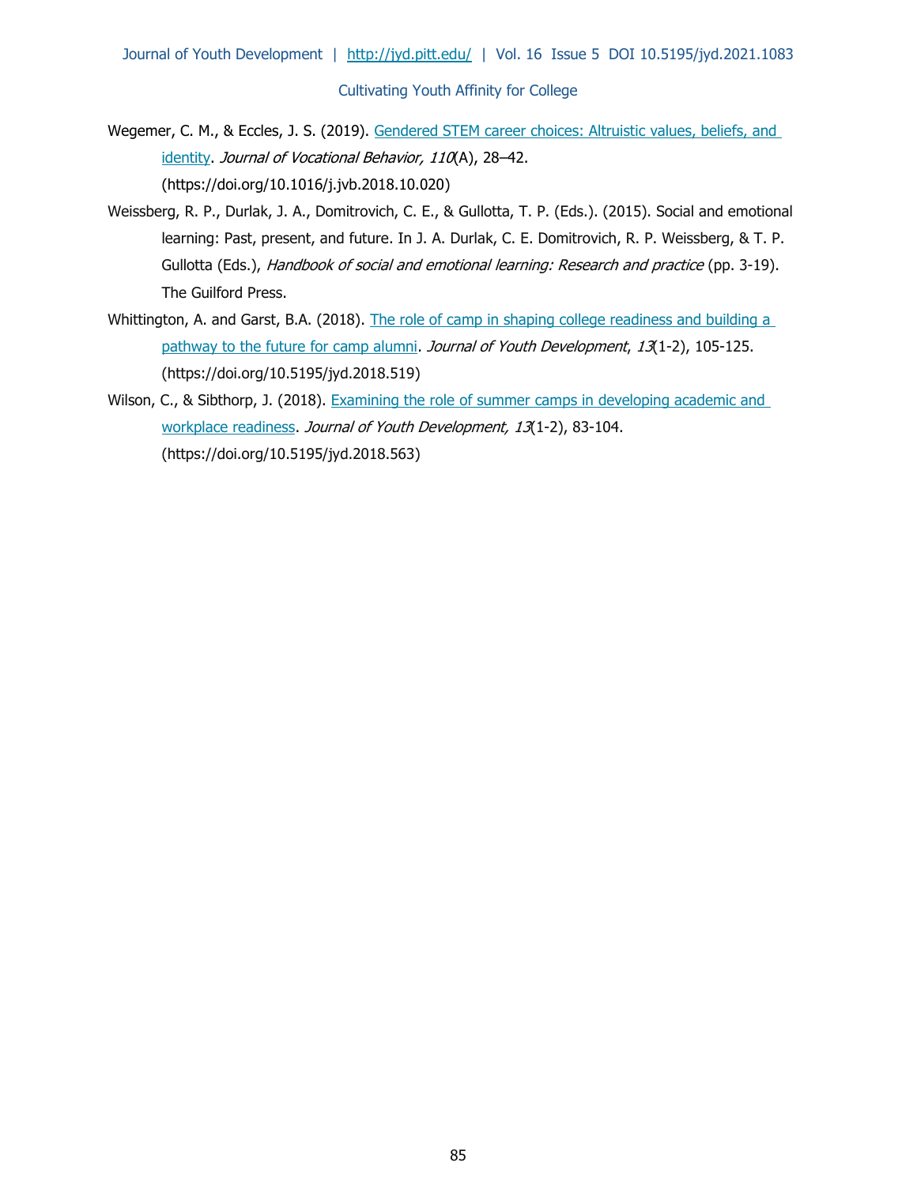Wegemer, C. M., & Eccles, J. S. (2019). Gendered STEM career choices: Altruistic values, beliefs, and identity. *Journal of Vocational Behavior, 110*(A), 28–42. (https://doi.org/10.1016/j.jvb.2018.10.020)

Weissberg, R. P., Durlak, J. A., Domitrovich, C. E., & Gullotta, T. P. (Eds.). (2015). Social and emotional learning: Past, present, and future. In J. A. Durlak, C. E. Domitrovich, R. P. Weissberg, & T. P. Gullotta (Eds.), *Handbook of social and emotional learning: Research and practice* (pp. 3-19). The Guilford Press.

Whittington, A. and Garst, B.A. (2018). The role of camp in shaping college readiness and building a pathway to the future for camp alumni. *Journal of Youth Development*, *13*(1-2), 105-125. (https://doi.org/10.5195/jyd.2018.519)

Wilson, C., & Sibthorp, J. (2018). Examining the role of summer camps in developing academic and workplace readiness. *Journal of Youth Development, 13*(1-2), 83-104. (https://doi.org/10.5195/jyd.2018.563)